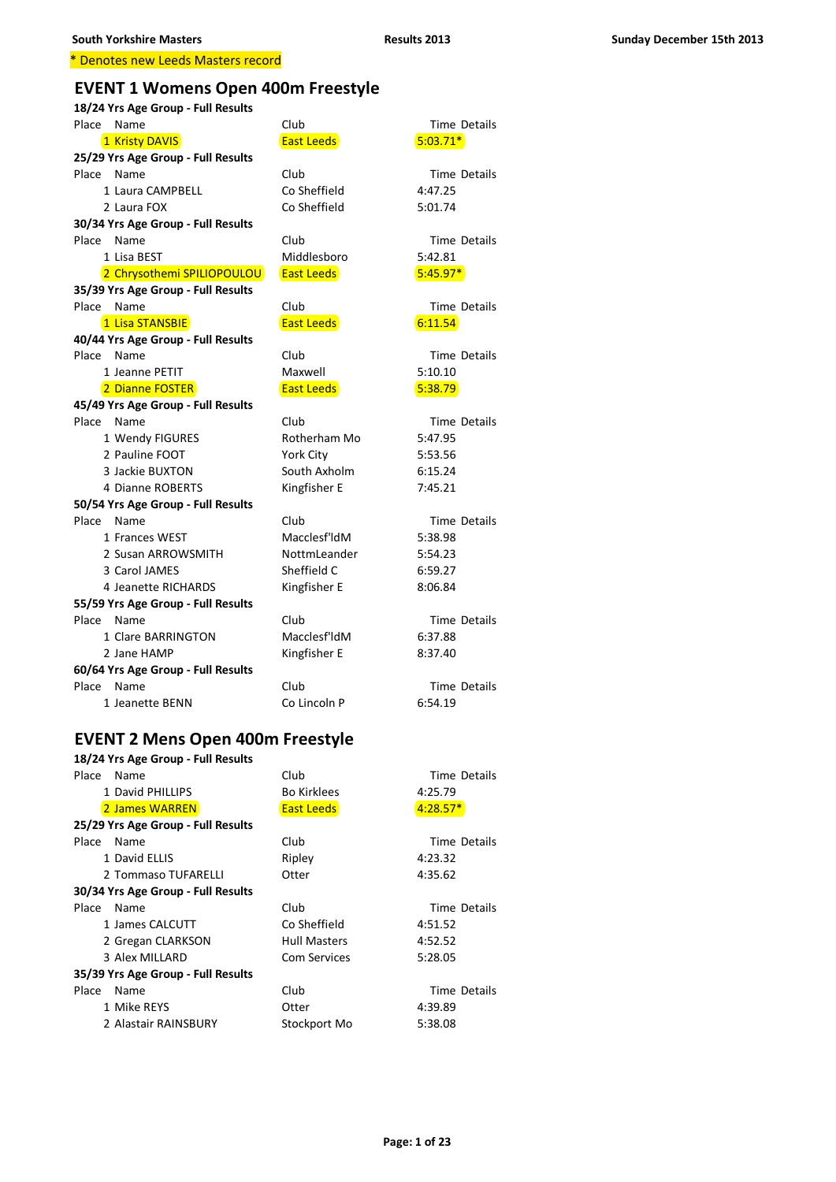South Yorkshire Masters — Results 2013 — Sunday December 15th 2013

\* Denotes new Leeds Masters record

## EVENT 1 Womens Open 400m Freestyle

**18/24 Yrs Age Group - Full Results**

| Place | Name | Club | Time Details |
|---|---|---|---|
| 1 | Kristy DAVIS | East Leeds | 5:03.71* |

**25/29 Yrs Age Group - Full Results**

| Place | Name | Club | Time Details |
|---|---|---|---|
| 1 | Laura CAMPBELL | Co Sheffield | 4:47.25 |
| 2 | Laura FOX | Co Sheffield | 5:01.74 |

**30/34 Yrs Age Group - Full Results**

| Place | Name | Club | Time Details |
|---|---|---|---|
| 1 | Lisa BEST | Middlesboro | 5:42.81 |
| 2 | Chrysothemi SPILIOPOULOU | East Leeds | 5:45.97* |

**35/39 Yrs Age Group - Full Results**

| Place | Name | Club | Time Details |
|---|---|---|---|
| 1 | Lisa STANSBIE | East Leeds | 6:11.54 |

**40/44 Yrs Age Group - Full Results**

| Place | Name | Club | Time Details |
|---|---|---|---|
| 1 | Jeanne PETIT | Maxwell | 5:10.10 |
| 2 | Dianne FOSTER | East Leeds | 5:38.79 |

**45/49 Yrs Age Group - Full Results**

| Place | Name | Club | Time Details |
|---|---|---|---|
| 1 | Wendy FIGURES | Rotherham Mo | 5:47.95 |
| 2 | Pauline FOOT | York City | 5:53.56 |
| 3 | Jackie BUXTON | South Axholm | 6:15.24 |
| 4 | Dianne ROBERTS | Kingfisher E | 7:45.21 |

**50/54 Yrs Age Group - Full Results**

| Place | Name | Club | Time Details |
|---|---|---|---|
| 1 | Frances WEST | Macclesf'ldM | 5:38.98 |
| 2 | Susan ARROWSMITH | NottmLeander | 5:54.23 |
| 3 | Carol JAMES | Sheffield C | 6:59.27 |
| 4 | Jeanette RICHARDS | Kingfisher E | 8:06.84 |

**55/59 Yrs Age Group - Full Results**

| Place | Name | Club | Time Details |
|---|---|---|---|
| 1 | Clare BARRINGTON | Macclesf'ldM | 6:37.88 |
| 2 | Jane HAMP | Kingfisher E | 8:37.40 |

**60/64 Yrs Age Group - Full Results**

| Place | Name | Club | Time Details |
|---|---|---|---|
| 1 | Jeanette BENN | Co Lincoln P | 6:54.19 |

## EVENT 2 Mens Open 400m Freestyle

**18/24 Yrs Age Group - Full Results**

| Place | Name | Club | Time Details |
|---|---|---|---|
| 1 | David PHILLIPS | Bo Kirklees | 4:25.79 |
| 2 | James WARREN | East Leeds | 4:28.57* |

**25/29 Yrs Age Group - Full Results**

| Place | Name | Club | Time Details |
|---|---|---|---|
| 1 | David ELLIS | Ripley | 4:23.32 |
| 2 | Tommaso TUFARELLI | Otter | 4:35.62 |

**30/34 Yrs Age Group - Full Results**

| Place | Name | Club | Time Details |
|---|---|---|---|
| 1 | James CALCUTT | Co Sheffield | 4:51.52 |
| 2 | Gregan CLARKSON | Hull Masters | 4:52.52 |
| 3 | Alex MILLARD | Com Services | 5:28.05 |

**35/39 Yrs Age Group - Full Results**

| Place | Name | Club | Time Details |
|---|---|---|---|
| 1 | Mike REYS | Otter | 4:39.89 |
| 2 | Alastair RAINSBURY | Stockport Mo | 5:38.08 |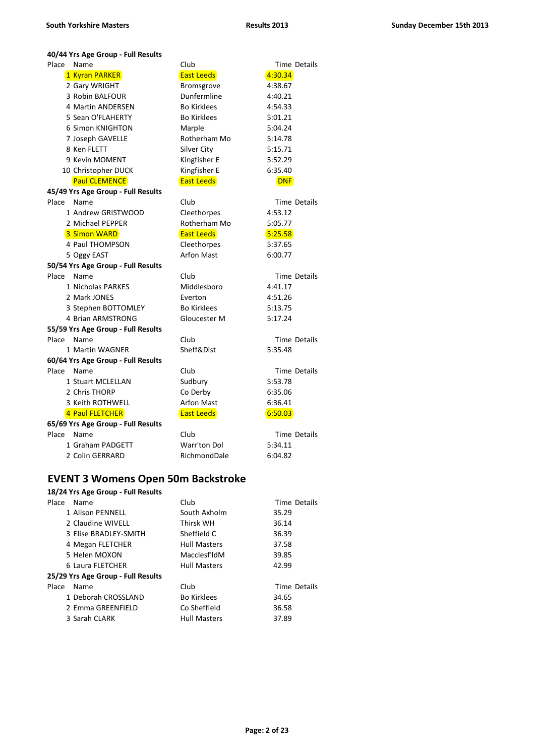### 40/44 Yrs Age Group - Full Results

| Place | Name | Club | Time | Details |
|---|---|---|---|---|
| 1 | Kyran PARKER | East Leeds | 4:30.34 | |
| 2 | Gary WRIGHT | Bromsgrove | 4:38.67 | |
| 3 | Robin BALFOUR | Dunfermline | 4:40.21 | |
| 4 | Martin ANDERSEN | Bo Kirklees | 4:54.33 | |
| 5 | Sean O'FLAHERTY | Bo Kirklees | 5:01.21 | |
| 6 | Simon KNIGHTON | Marple | 5:04.24 | |
| 7 | Joseph GAVELLE | Rotherham Mo | 5:14.78 | |
| 8 | Ken FLETT | Silver City | 5:15.71 | |
| 9 | Kevin MOMENT | Kingfisher E | 5:52.29 | |
| 10 | Christopher DUCK | Kingfisher E | 6:35.40 | |
| | Paul CLEMENCE | East Leeds | DNF | |

### 45/49 Yrs Age Group - Full Results

| Place | Name | Club | Time | Details |
|---|---|---|---|---|
| 1 | Andrew GRISTWOOD | Cleethorpes | 4:53.12 | |
| 2 | Michael PEPPER | Rotherham Mo | 5:05.77 | |
| 3 | Simon WARD | East Leeds | 5:25.58 | |
| 4 | Paul THOMPSON | Cleethorpes | 5:37.65 | |
| 5 | Oggy EAST | Arfon Mast | 6:00.77 | |

### 50/54 Yrs Age Group - Full Results

| Place | Name | Club | Time | Details |
|---|---|---|---|---|
| 1 | Nicholas PARKES | Middlesboro | 4:41.17 | |
| 2 | Mark JONES | Everton | 4:51.26 | |
| 3 | Stephen BOTTOMLEY | Bo Kirklees | 5:13.75 | |
| 4 | Brian ARMSTRONG | Gloucester M | 5:17.24 | |

### 55/59 Yrs Age Group - Full Results

| Place | Name | Club | Time | Details |
|---|---|---|---|---|
| 1 | Martin WAGNER | Sheff&Dist | 5:35.48 | |

### 60/64 Yrs Age Group - Full Results

| Place | Name | Club | Time | Details |
|---|---|---|---|---|
| 1 | Stuart MCLELLAN | Sudbury | 5:53.78 | |
| 2 | Chris THORP | Co Derby | 6:35.06 | |
| 3 | Keith ROTHWELL | Arfon Mast | 6:36.41 | |
| 4 | Paul FLETCHER | East Leeds | 6:50.03 | |

### 65/69 Yrs Age Group - Full Results

| Place | Name | Club | Time | Details |
|---|---|---|---|---|
| 1 | Graham PADGETT | Warr'ton Dol | 5:34.11 | |
| 2 | Colin GERRARD | RichmondDale | 6:04.82 | |

## EVENT 3 Womens Open 50m Backstroke

### 18/24 Yrs Age Group - Full Results

| Place | Name | Club | Time | Details |
|---|---|---|---|---|
| 1 | Alison PENNELL | South Axholm | 35.29 | |
| 2 | Claudine WIVELL | Thirsk WH | 36.14 | |
| 3 | Elise BRADLEY-SMITH | Sheffield C | 36.39 | |
| 4 | Megan FLETCHER | Hull Masters | 37.58 | |
| 5 | Helen MOXON | Macclesf'ldM | 39.85 | |
| 6 | Laura FLETCHER | Hull Masters | 42.99 | |

### 25/29 Yrs Age Group - Full Results

| Place | Name | Club | Time | Details |
|---|---|---|---|---|
| 1 | Deborah CROSSLAND | Bo Kirklees | 34.65 | |
| 2 | Emma GREENFIELD | Co Sheffield | 36.58 | |
| 3 | Sarah CLARK | Hull Masters | 37.89 | |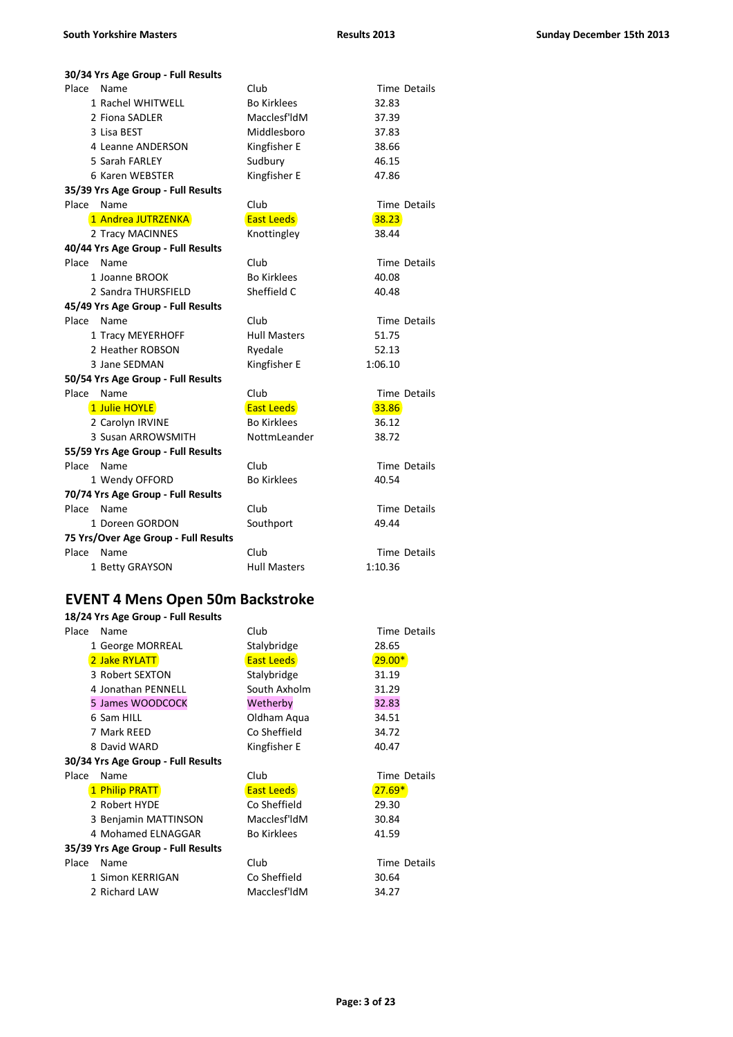**30/34 Yrs Age Group - Full Results**

| Place | Name | Club | Time | Details |
|---|---|---|---|---|
| 1 | Rachel WHITWELL | Bo Kirklees | 32.83 | |
| 2 | Fiona SADLER | Macclesf'ldM | 37.39 | |
| 3 | Lisa BEST | Middlesboro | 37.83 | |
| 4 | Leanne ANDERSON | Kingfisher E | 38.66 | |
| 5 | Sarah FARLEY | Sudbury | 46.15 | |
| 6 | Karen WEBSTER | Kingfisher E | 47.86 | |

**35/39 Yrs Age Group - Full Results**

| Place | Name | Club | Time | Details |
|---|---|---|---|---|
| 1 | Andrea JUTRZENKA | East Leeds | 38.23 | |
| 2 | Tracy MACINNES | Knottingley | 38.44 | |

**40/44 Yrs Age Group - Full Results**

| Place | Name | Club | Time | Details |
|---|---|---|---|---|
| 1 | Joanne BROOK | Bo Kirklees | 40.08 | |
| 2 | Sandra THURSFIELD | Sheffield C | 40.48 | |

**45/49 Yrs Age Group - Full Results**

| Place | Name | Club | Time | Details |
|---|---|---|---|---|
| 1 | Tracy MEYERHOFF | Hull Masters | 51.75 | |
| 2 | Heather ROBSON | Ryedale | 52.13 | |
| 3 | Jane SEDMAN | Kingfisher E | 1:06.10 | |

**50/54 Yrs Age Group - Full Results**

| Place | Name | Club | Time | Details |
|---|---|---|---|---|
| 1 | Julie HOYLE | East Leeds | 33.86 | |
| 2 | Carolyn IRVINE | Bo Kirklees | 36.12 | |
| 3 | Susan ARROWSMITH | NottmLeander | 38.72 | |

**55/59 Yrs Age Group - Full Results**

| Place | Name | Club | Time | Details |
|---|---|---|---|---|
| 1 | Wendy OFFORD | Bo Kirklees | 40.54 | |

**70/74 Yrs Age Group - Full Results**

| Place | Name | Club | Time | Details |
|---|---|---|---|---|
| 1 | Doreen GORDON | Southport | 49.44 | |

**75 Yrs/Over Age Group - Full Results**

| Place | Name | Club | Time | Details |
|---|---|---|---|---|
| 1 | Betty GRAYSON | Hull Masters | 1:10.36 | |

## EVENT 4 Mens Open 50m Backstroke

**18/24 Yrs Age Group - Full Results**

| Place | Name | Club | Time | Details |
|---|---|---|---|---|
| 1 | George MORREAL | Stalybridge | 28.65 | |
| 2 | Jake RYLATT | East Leeds | 29.00* | |
| 3 | Robert SEXTON | Stalybridge | 31.19 | |
| 4 | Jonathan PENNELL | South Axholm | 31.29 | |
| 5 | James WOODCOCK | Wetherby | 32.83 | |
| 6 | Sam HILL | Oldham Aqua | 34.51 | |
| 7 | Mark REED | Co Sheffield | 34.72 | |
| 8 | David WARD | Kingfisher E | 40.47 | |

**30/34 Yrs Age Group - Full Results**

| Place | Name | Club | Time | Details |
|---|---|---|---|---|
| 1 | Philip PRATT | East Leeds | 27.69* | |
| 2 | Robert HYDE | Co Sheffield | 29.30 | |
| 3 | Benjamin MATTINSON | Macclesf'ldM | 30.84 | |
| 4 | Mohamed ELNAGGAR | Bo Kirklees | 41.59 | |

**35/39 Yrs Age Group - Full Results**

| Place | Name | Club | Time | Details |
|---|---|---|---|---|
| 1 | Simon KERRIGAN | Co Sheffield | 30.64 | |
| 2 | Richard LAW | Macclesf'ldM | 34.27 | |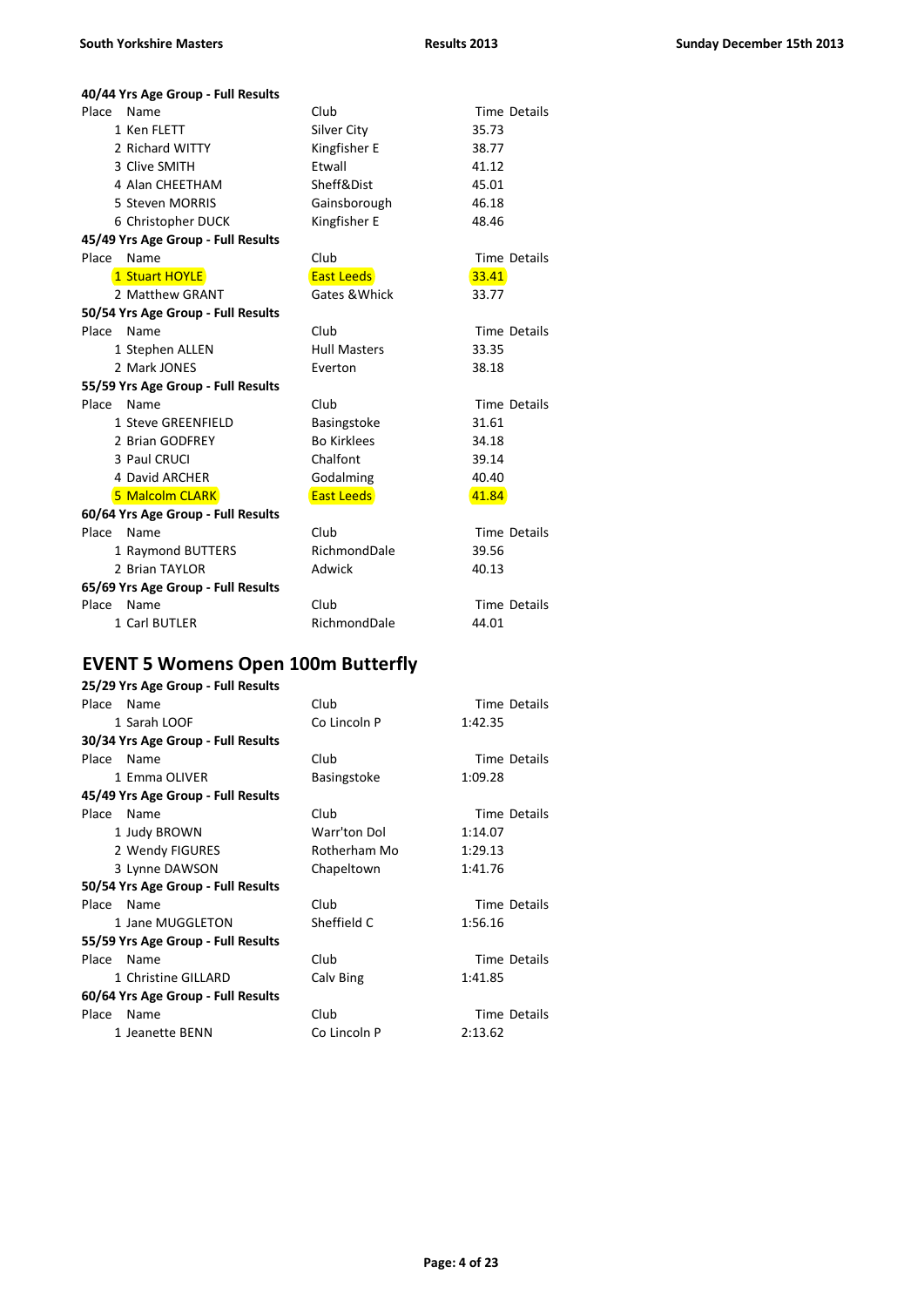**40/44 Yrs Age Group - Full Results**

| Place | Name | Club | Time | Details |
|---|---|---|---|---|
| 1 | Ken FLETT | Silver City | 35.73 | |
| 2 | Richard WITTY | Kingfisher E | 38.77 | |
| 3 | Clive SMITH | Etwall | 41.12 | |
| 4 | Alan CHEETHAM | Sheff&Dist | 45.01 | |
| 5 | Steven MORRIS | Gainsborough | 46.18 | |
| 6 | Christopher DUCK | Kingfisher E | 48.46 | |

**45/49 Yrs Age Group - Full Results**

| Place | Name | Club | Time | Details |
|---|---|---|---|---|
| 1 | Stuart HOYLE | East Leeds | 33.41 | |
| 2 | Matthew GRANT | Gates &Whick | 33.77 | |

**50/54 Yrs Age Group - Full Results**

| Place | Name | Club | Time | Details |
|---|---|---|---|---|
| 1 | Stephen ALLEN | Hull Masters | 33.35 | |
| 2 | Mark JONES | Everton | 38.18 | |

**55/59 Yrs Age Group - Full Results**

| Place | Name | Club | Time | Details |
|---|---|---|---|---|
| 1 | Steve GREENFIELD | Basingstoke | 31.61 | |
| 2 | Brian GODFREY | Bo Kirklees | 34.18 | |
| 3 | Paul CRUCI | Chalfont | 39.14 | |
| 4 | David ARCHER | Godalming | 40.40 | |
| 5 | Malcolm CLARK | East Leeds | 41.84 | |

**60/64 Yrs Age Group - Full Results**

| Place | Name | Club | Time | Details |
|---|---|---|---|---|
| 1 | Raymond BUTTERS | RichmondDale | 39.56 | |
| 2 | Brian TAYLOR | Adwick | 40.13 | |

**65/69 Yrs Age Group - Full Results**

| Place | Name | Club | Time | Details |
|---|---|---|---|---|
| 1 | Carl BUTLER | RichmondDale | 44.01 | |

## EVENT 5 Womens Open 100m Butterfly

**25/29 Yrs Age Group - Full Results**

| Place | Name | Club | Time | Details |
|---|---|---|---|---|
| 1 | Sarah LOOF | Co Lincoln P | 1:42.35 | |

**30/34 Yrs Age Group - Full Results**

| Place | Name | Club | Time | Details |
|---|---|---|---|---|
| 1 | Emma OLIVER | Basingstoke | 1:09.28 | |

**45/49 Yrs Age Group - Full Results**

| Place | Name | Club | Time | Details |
|---|---|---|---|---|
| 1 | Judy BROWN | Warr'ton Dol | 1:14.07 | |
| 2 | Wendy FIGURES | Rotherham Mo | 1:29.13 | |
| 3 | Lynne DAWSON | Chapeltown | 1:41.76 | |

**50/54 Yrs Age Group - Full Results**

| Place | Name | Club | Time | Details |
|---|---|---|---|---|
| 1 | Jane MUGGLETON | Sheffield C | 1:56.16 | |

**55/59 Yrs Age Group - Full Results**

| Place | Name | Club | Time | Details |
|---|---|---|---|---|
| 1 | Christine GILLARD | Calv Bing | 1:41.85 | |

**60/64 Yrs Age Group - Full Results**

| Place | Name | Club | Time | Details |
|---|---|---|---|---|
| 1 | Jeanette BENN | Co Lincoln P | 2:13.62 | |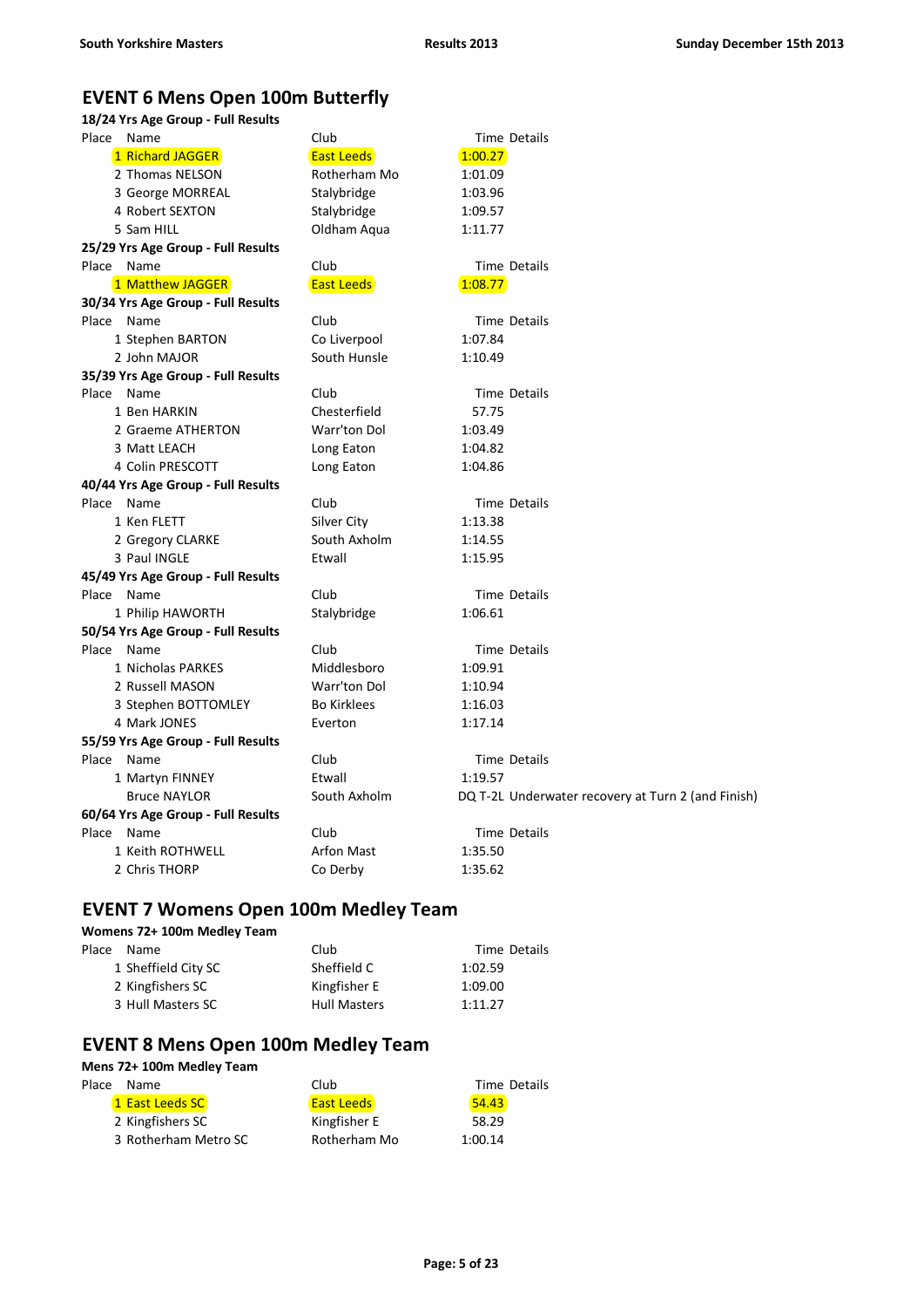## EVENT 6 Mens Open 100m Butterfly

**18/24 Yrs Age Group - Full Results**

| Place | Name | Club | Time | Details |
|---|---|---|---|---|
| 1 | Richard JAGGER | East Leeds | 1:00.27 | |
| 2 | Thomas NELSON | Rotherham Mo | 1:01.09 | |
| 3 | George MORREAL | Stalybridge | 1:03.96 | |
| 4 | Robert SEXTON | Stalybridge | 1:09.57 | |
| 5 | Sam HILL | Oldham Aqua | 1:11.77 | |

**25/29 Yrs Age Group - Full Results**

| Place | Name | Club | Time | Details |
|---|---|---|---|---|
| 1 | Matthew JAGGER | East Leeds | 1:08.77 | |

**30/34 Yrs Age Group - Full Results**

| Place | Name | Club | Time | Details |
|---|---|---|---|---|
| 1 | Stephen BARTON | Co Liverpool | 1:07.84 | |
| 2 | John MAJOR | South Hunsle | 1:10.49 | |

**35/39 Yrs Age Group - Full Results**

| Place | Name | Club | Time | Details |
|---|---|---|---|---|
| 1 | Ben HARKIN | Chesterfield | 57.75 | |
| 2 | Graeme ATHERTON | Warr'ton Dol | 1:03.49 | |
| 3 | Matt LEACH | Long Eaton | 1:04.82 | |
| 4 | Colin PRESCOTT | Long Eaton | 1:04.86 | |

**40/44 Yrs Age Group - Full Results**

| Place | Name | Club | Time | Details |
|---|---|---|---|---|
| 1 | Ken FLETT | Silver City | 1:13.38 | |
| 2 | Gregory CLARKE | South Axholm | 1:14.55 | |
| 3 | Paul INGLE | Etwall | 1:15.95 | |

**45/49 Yrs Age Group - Full Results**

| Place | Name | Club | Time | Details |
|---|---|---|---|---|
| 1 | Philip HAWORTH | Stalybridge | 1:06.61 | |

**50/54 Yrs Age Group - Full Results**

| Place | Name | Club | Time | Details |
|---|---|---|---|---|
| 1 | Nicholas PARKES | Middlesboro | 1:09.91 | |
| 2 | Russell MASON | Warr'ton Dol | 1:10.94 | |
| 3 | Stephen BOTTOMLEY | Bo Kirklees | 1:16.03 | |
| 4 | Mark JONES | Everton | 1:17.14 | |

**55/59 Yrs Age Group - Full Results**

| Place | Name | Club | Time | Details |
|---|---|---|---|---|
| 1 | Martyn FINNEY | Etwall | 1:19.57 | |
| | Bruce NAYLOR | South Axholm | DQ T-2L | Underwater recovery at Turn 2 (and Finish) |

**60/64 Yrs Age Group - Full Results**

| Place | Name | Club | Time | Details |
|---|---|---|---|---|
| 1 | Keith ROTHWELL | Arfon Mast | 1:35.50 | |
| 2 | Chris THORP | Co Derby | 1:35.62 | |

## EVENT 7 Womens Open 100m Medley Team

**Womens 72+ 100m Medley Team**

| Place | Name | Club | Time | Details |
|---|---|---|---|---|
| 1 | Sheffield City SC | Sheffield C | 1:02.59 | |
| 2 | Kingfishers SC | Kingfisher E | 1:09.00 | |
| 3 | Hull Masters SC | Hull Masters | 1:11.27 | |

## EVENT 8 Mens Open 100m Medley Team

**Mens 72+ 100m Medley Team**

| Place | Name | Club | Time | Details |
|---|---|---|---|---|
| 1 | East Leeds SC | East Leeds | 54.43 | |
| 2 | Kingfishers SC | Kingfisher E | 58.29 | |
| 3 | Rotherham Metro SC | Rotherham Mo | 1:00.14 | |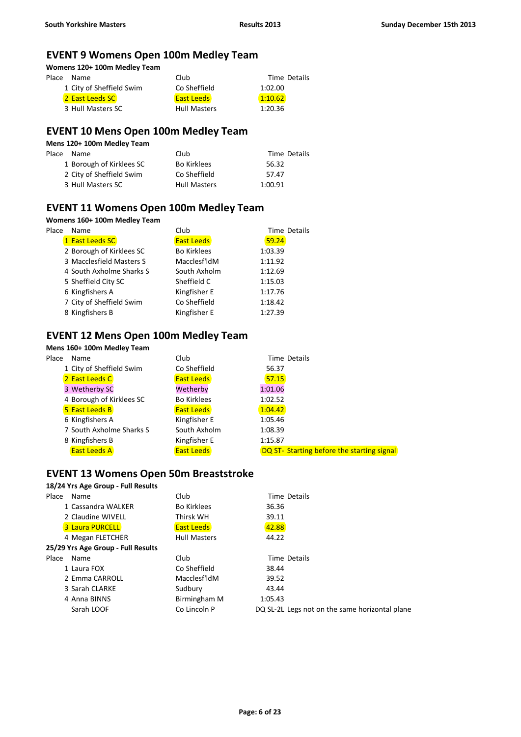## EVENT 9 Womens Open 100m Medley Team

**Womens 120+ 100m Medley Team**

| Place | Name | Club | Time | Details |
|---|---|---|---|---|
| 1 | City of Sheffield Swim | Co Sheffield | 1:02.00 | |
| 2 | East Leeds SC | East Leeds | 1:10.62 | |
| 3 | Hull Masters SC | Hull Masters | 1:20.36 | |

## EVENT 10 Mens Open 100m Medley Team

**Mens 120+ 100m Medley Team**

| Place | Name | Club | Time | Details |
|---|---|---|---|---|
| 1 | Borough of Kirklees SC | Bo Kirklees | 56.32 | |
| 2 | City of Sheffield Swim | Co Sheffield | 57.47 | |
| 3 | Hull Masters SC | Hull Masters | 1:00.91 | |

## EVENT 11 Womens Open 100m Medley Team

**Womens 160+ 100m Medley Team**

| Place | Name | Club | Time | Details |
|---|---|---|---|---|
| 1 | East Leeds SC | East Leeds | 59.24 | |
| 2 | Borough of Kirklees SC | Bo Kirklees | 1:03.39 | |
| 3 | Macclesfield Masters S | Macclesf'ldM | 1:11.92 | |
| 4 | South Axholme Sharks S | South Axholm | 1:12.69 | |
| 5 | Sheffield City SC | Sheffield C | 1:15.03 | |
| 6 | Kingfishers A | Kingfisher E | 1:17.76 | |
| 7 | City of Sheffield Swim | Co Sheffield | 1:18.42 | |
| 8 | Kingfishers B | Kingfisher E | 1:27.39 | |

## EVENT 12 Mens Open 100m Medley Team

**Mens 160+ 100m Medley Team**

| Place | Name | Club | Time | Details |
|---|---|---|---|---|
| 1 | City of Sheffield Swim | Co Sheffield | 56.37 | |
| 2 | East Leeds C | East Leeds | 57.15 | |
| 3 | Wetherby SC | Wetherby | 1:01.06 | |
| 4 | Borough of Kirklees SC | Bo Kirklees | 1:02.52 | |
| 5 | East Leeds B | East Leeds | 1:04.42 | |
| 6 | Kingfishers A | Kingfisher E | 1:05.46 | |
| 7 | South Axholme Sharks S | South Axholm | 1:08.39 | |
| 8 | Kingfishers B | Kingfisher E | 1:15.87 | |
| | East Leeds A | East Leeds | DQ ST- | Starting before the starting signal |

## EVENT 13 Womens Open 50m Breaststroke

**18/24 Yrs Age Group - Full Results**

| Place | Name | Club | Time | Details |
|---|---|---|---|---|
| 1 | Cassandra WALKER | Bo Kirklees | 36.36 | |
| 2 | Claudine WIVELL | Thirsk WH | 39.11 | |
| 3 | Laura PURCELL | East Leeds | 42.88 | |
| 4 | Megan FLETCHER | Hull Masters | 44.22 | |

**25/29 Yrs Age Group - Full Results**

| Place | Name | Club | Time | Details |
|---|---|---|---|---|
| 1 | Laura FOX | Co Sheffield | 38.44 | |
| 2 | Emma CARROLL | Macclesf'ldM | 39.52 | |
| 3 | Sarah CLARKE | Sudbury | 43.44 | |
| 4 | Anna BINNS | Birmingham M | 1:05.43 | |
| | Sarah LOOF | Co Lincoln P | DQ SL-2L | Legs not on the same horizontal plane |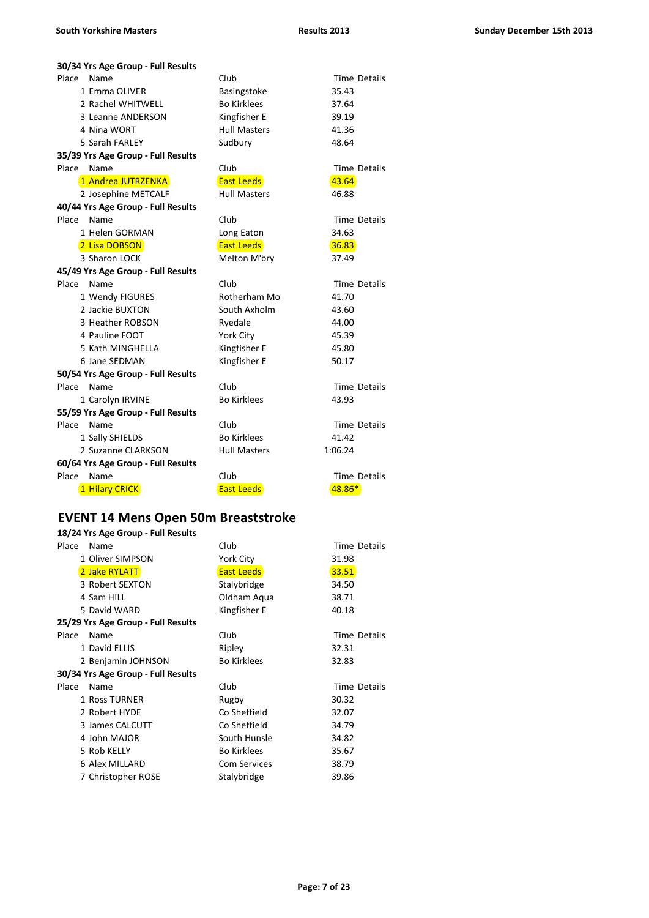**30/34 Yrs Age Group - Full Results**

| Place | Name | Club | Time | Details |
|---|---|---|---|---|
| 1 | Emma OLIVER | Basingstoke | 35.43 | |
| 2 | Rachel WHITWELL | Bo Kirklees | 37.64 | |
| 3 | Leanne ANDERSON | Kingfisher E | 39.19 | |
| 4 | Nina WORT | Hull Masters | 41.36 | |
| 5 | Sarah FARLEY | Sudbury | 48.64 | |

**35/39 Yrs Age Group - Full Results**

| Place | Name | Club | Time | Details |
|---|---|---|---|---|
| 1 | Andrea JUTRZENKA | East Leeds | 43.64 | |
| 2 | Josephine METCALF | Hull Masters | 46.88 | |

**40/44 Yrs Age Group - Full Results**

| Place | Name | Club | Time | Details |
|---|---|---|---|---|
| 1 | Helen GORMAN | Long Eaton | 34.63 | |
| 2 | Lisa DOBSON | East Leeds | 36.83 | |
| 3 | Sharon LOCK | Melton M'bry | 37.49 | |

**45/49 Yrs Age Group - Full Results**

| Place | Name | Club | Time | Details |
|---|---|---|---|---|
| 1 | Wendy FIGURES | Rotherham Mo | 41.70 | |
| 2 | Jackie BUXTON | South Axholm | 43.60 | |
| 3 | Heather ROBSON | Ryedale | 44.00 | |
| 4 | Pauline FOOT | York City | 45.39 | |
| 5 | Kath MINGHELLA | Kingfisher E | 45.80 | |
| 6 | Jane SEDMAN | Kingfisher E | 50.17 | |

**50/54 Yrs Age Group - Full Results**

| Place | Name | Club | Time | Details |
|---|---|---|---|---|
| 1 | Carolyn IRVINE | Bo Kirklees | 43.93 | |

**55/59 Yrs Age Group - Full Results**

| Place | Name | Club | Time | Details |
|---|---|---|---|---|
| 1 | Sally SHIELDS | Bo Kirklees | 41.42 | |
| 2 | Suzanne CLARKSON | Hull Masters | 1:06.24 | |

**60/64 Yrs Age Group - Full Results**

| Place | Name | Club | Time | Details |
|---|---|---|---|---|
| 1 | Hilary CRICK | East Leeds | 48.86* | |

## EVENT 14 Mens Open 50m Breaststroke

**18/24 Yrs Age Group - Full Results**

| Place | Name | Club | Time | Details |
|---|---|---|---|---|
| 1 | Oliver SIMPSON | York City | 31.98 | |
| 2 | Jake RYLATT | East Leeds | 33.51 | |
| 3 | Robert SEXTON | Stalybridge | 34.50 | |
| 4 | Sam HILL | Oldham Aqua | 38.71 | |
| 5 | David WARD | Kingfisher E | 40.18 | |

**25/29 Yrs Age Group - Full Results**

| Place | Name | Club | Time | Details |
|---|---|---|---|---|
| 1 | David ELLIS | Ripley | 32.31 | |
| 2 | Benjamin JOHNSON | Bo Kirklees | 32.83 | |

**30/34 Yrs Age Group - Full Results**

| Place | Name | Club | Time | Details |
|---|---|---|---|---|
| 1 | Ross TURNER | Rugby | 30.32 | |
| 2 | Robert HYDE | Co Sheffield | 32.07 | |
| 3 | James CALCUTT | Co Sheffield | 34.79 | |
| 4 | John MAJOR | South Hunsle | 34.82 | |
| 5 | Rob KELLY | Bo Kirklees | 35.67 | |
| 6 | Alex MILLARD | Com Services | 38.79 | |
| 7 | Christopher ROSE | Stalybridge | 39.86 | |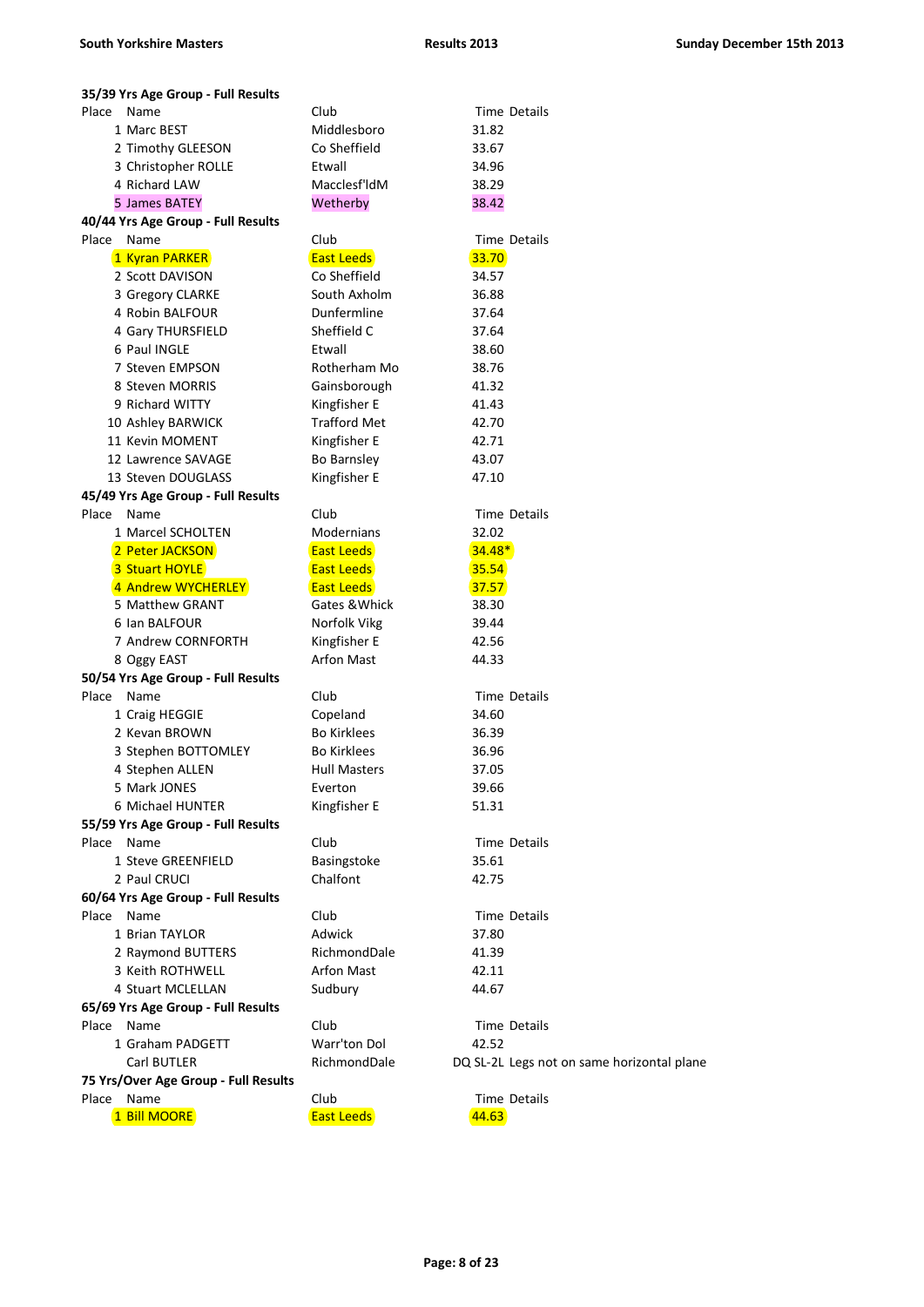**35/39 Yrs Age Group - Full Results**

| Place | Name | Club | Time | Details |
|---|---|---|---|---|
| 1 | Marc BEST | Middlesboro | 31.82 | |
| 2 | Timothy GLEESON | Co Sheffield | 33.67 | |
| 3 | Christopher ROLLE | Etwall | 34.96 | |
| 4 | Richard LAW | Macclesf'ldM | 38.29 | |
| 5 | James BATEY | Wetherby | 38.42 | |

**40/44 Yrs Age Group - Full Results**

| Place | Name | Club | Time | Details |
|---|---|---|---|---|
| 1 | Kyran PARKER | East Leeds | 33.70 | |
| 2 | Scott DAVISON | Co Sheffield | 34.57 | |
| 3 | Gregory CLARKE | South Axholm | 36.88 | |
| 4 | Robin BALFOUR | Dunfermline | 37.64 | |
| 4 | Gary THURSFIELD | Sheffield C | 37.64 | |
| 6 | Paul INGLE | Etwall | 38.60 | |
| 7 | Steven EMPSON | Rotherham Mo | 38.76 | |
| 8 | Steven MORRIS | Gainsborough | 41.32 | |
| 9 | Richard WITTY | Kingfisher E | 41.43 | |
| 10 | Ashley BARWICK | Trafford Met | 42.70 | |
| 11 | Kevin MOMENT | Kingfisher E | 42.71 | |
| 12 | Lawrence SAVAGE | Bo Barnsley | 43.07 | |
| 13 | Steven DOUGLASS | Kingfisher E | 47.10 | |

**45/49 Yrs Age Group - Full Results**

| Place | Name | Club | Time | Details |
|---|---|---|---|---|
| 1 | Marcel SCHOLTEN | Modernians | 32.02 | |
| 2 | Peter JACKSON | East Leeds | 34.48* | |
| 3 | Stuart HOYLE | East Leeds | 35.54 | |
| 4 | Andrew WYCHERLEY | East Leeds | 37.57 | |
| 5 | Matthew GRANT | Gates &Whick | 38.30 | |
| 6 | Ian BALFOUR | Norfolk Vikg | 39.44 | |
| 7 | Andrew CORNFORTH | Kingfisher E | 42.56 | |
| 8 | Oggy EAST | Arfon Mast | 44.33 | |

**50/54 Yrs Age Group - Full Results**

| Place | Name | Club | Time | Details |
|---|---|---|---|---|
| 1 | Craig HEGGIE | Copeland | 34.60 | |
| 2 | Kevan BROWN | Bo Kirklees | 36.39 | |
| 3 | Stephen BOTTOMLEY | Bo Kirklees | 36.96 | |
| 4 | Stephen ALLEN | Hull Masters | 37.05 | |
| 5 | Mark JONES | Everton | 39.66 | |
| 6 | Michael HUNTER | Kingfisher E | 51.31 | |

**55/59 Yrs Age Group - Full Results**

| Place | Name | Club | Time | Details |
|---|---|---|---|---|
| 1 | Steve GREENFIELD | Basingstoke | 35.61 | |
| 2 | Paul CRUCI | Chalfont | 42.75 | |

**60/64 Yrs Age Group - Full Results**

| Place | Name | Club | Time | Details |
|---|---|---|---|---|
| 1 | Brian TAYLOR | Adwick | 37.80 | |
| 2 | Raymond BUTTERS | RichmondDale | 41.39 | |
| 3 | Keith ROTHWELL | Arfon Mast | 42.11 | |
| 4 | Stuart MCLELLAN | Sudbury | 44.67 | |

**65/69 Yrs Age Group - Full Results**

| Place | Name | Club | Time | Details |
|---|---|---|---|---|
| 1 | Graham PADGETT | Warr'ton Dol | 42.52 | |
| | Carl BUTLER | RichmondDale | DQ | SL-2L Legs not on same horizontal plane |

**75 Yrs/Over Age Group - Full Results**

| Place | Name | Club | Time | Details |
|---|---|---|---|---|
| 1 | Bill MOORE | East Leeds | 44.63 | |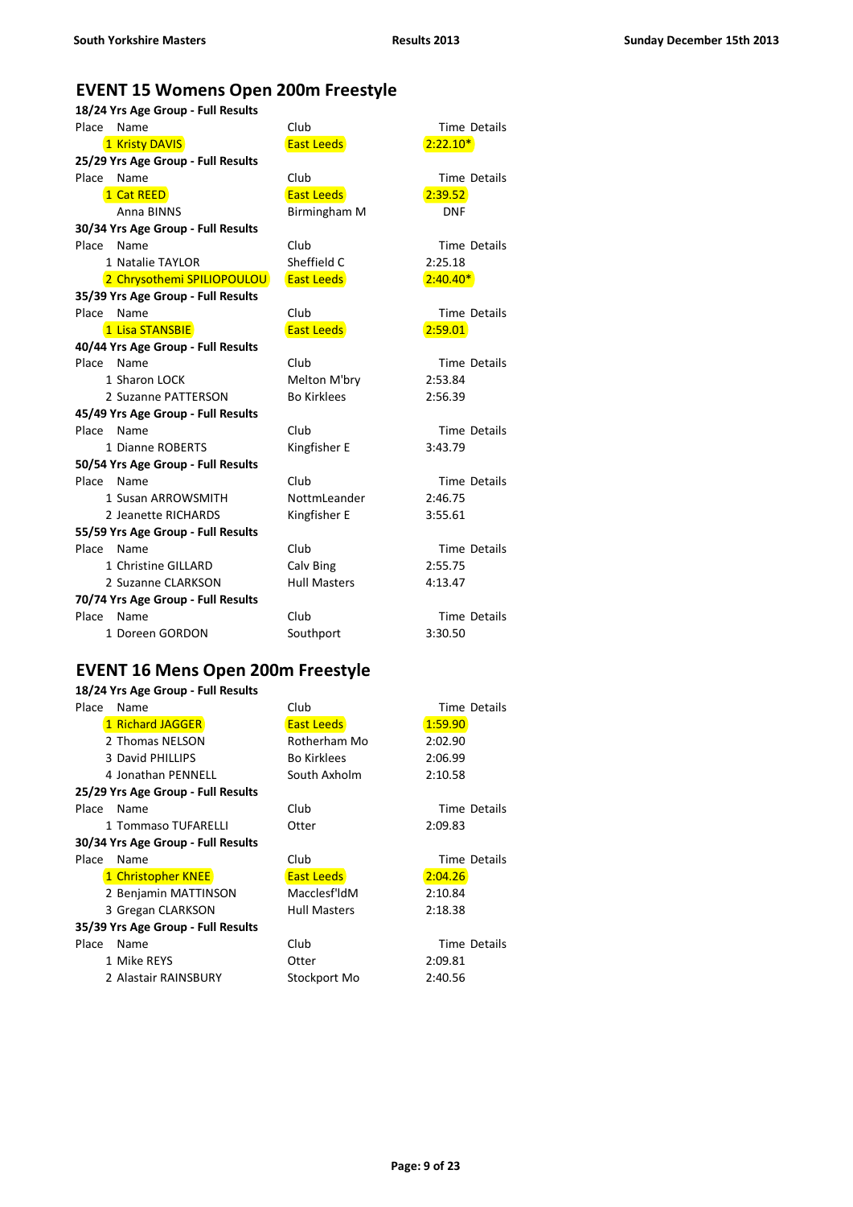## EVENT 15 Womens Open 200m Freestyle

**18/24 Yrs Age Group - Full Results**

| Place | Name | Club | Time | Details |
|---|---|---|---|---|
| 1 | Kristy DAVIS | East Leeds | 2:22.10* | |

**25/29 Yrs Age Group - Full Results**

| Place | Name | Club | Time | Details |
|---|---|---|---|---|
| 1 | Cat REED | East Leeds | 2:39.52 | |
| | Anna BINNS | Birmingham M | DNF | |

**30/34 Yrs Age Group - Full Results**

| Place | Name | Club | Time | Details |
|---|---|---|---|---|
| 1 | Natalie TAYLOR | Sheffield C | 2:25.18 | |
| 2 | Chrysothemi SPILIOPOULOU | East Leeds | 2:40.40* | |

**35/39 Yrs Age Group - Full Results**

| Place | Name | Club | Time | Details |
|---|---|---|---|---|
| 1 | Lisa STANSBIE | East Leeds | 2:59.01 | |

**40/44 Yrs Age Group - Full Results**

| Place | Name | Club | Time | Details |
|---|---|---|---|---|
| 1 | Sharon LOCK | Melton M'bry | 2:53.84 | |
| 2 | Suzanne PATTERSON | Bo Kirklees | 2:56.39 | |

**45/49 Yrs Age Group - Full Results**

| Place | Name | Club | Time | Details |
|---|---|---|---|---|
| 1 | Dianne ROBERTS | Kingfisher E | 3:43.79 | |

**50/54 Yrs Age Group - Full Results**

| Place | Name | Club | Time | Details |
|---|---|---|---|---|
| 1 | Susan ARROWSMITH | NottmLeander | 2:46.75 | |
| 2 | Jeanette RICHARDS | Kingfisher E | 3:55.61 | |

**55/59 Yrs Age Group - Full Results**

| Place | Name | Club | Time | Details |
|---|---|---|---|---|
| 1 | Christine GILLARD | Calv Bing | 2:55.75 | |
| 2 | Suzanne CLARKSON | Hull Masters | 4:13.47 | |

**70/74 Yrs Age Group - Full Results**

| Place | Name | Club | Time | Details |
|---|---|---|---|---|
| 1 | Doreen GORDON | Southport | 3:30.50 | |

## EVENT 16 Mens Open 200m Freestyle

**18/24 Yrs Age Group - Full Results**

| Place | Name | Club | Time | Details |
|---|---|---|---|---|
| 1 | Richard JAGGER | East Leeds | 1:59.90 | |
| 2 | Thomas NELSON | Rotherham Mo | 2:02.90 | |
| 3 | David PHILLIPS | Bo Kirklees | 2:06.99 | |
| 4 | Jonathan PENNELL | South Axholm | 2:10.58 | |

**25/29 Yrs Age Group - Full Results**

| Place | Name | Club | Time | Details |
|---|---|---|---|---|
| 1 | Tommaso TUFARELLI | Otter | 2:09.83 | |

**30/34 Yrs Age Group - Full Results**

| Place | Name | Club | Time | Details |
|---|---|---|---|---|
| 1 | Christopher KNEE | East Leeds | 2:04.26 | |
| 2 | Benjamin MATTINSON | Macclesf'ldM | 2:10.84 | |
| 3 | Gregan CLARKSON | Hull Masters | 2:18.38 | |

**35/39 Yrs Age Group - Full Results**

| Place | Name | Club | Time | Details |
|---|---|---|---|---|
| 1 | Mike REYS | Otter | 2:09.81 | |
| 2 | Alastair RAINSBURY | Stockport Mo | 2:40.56 | |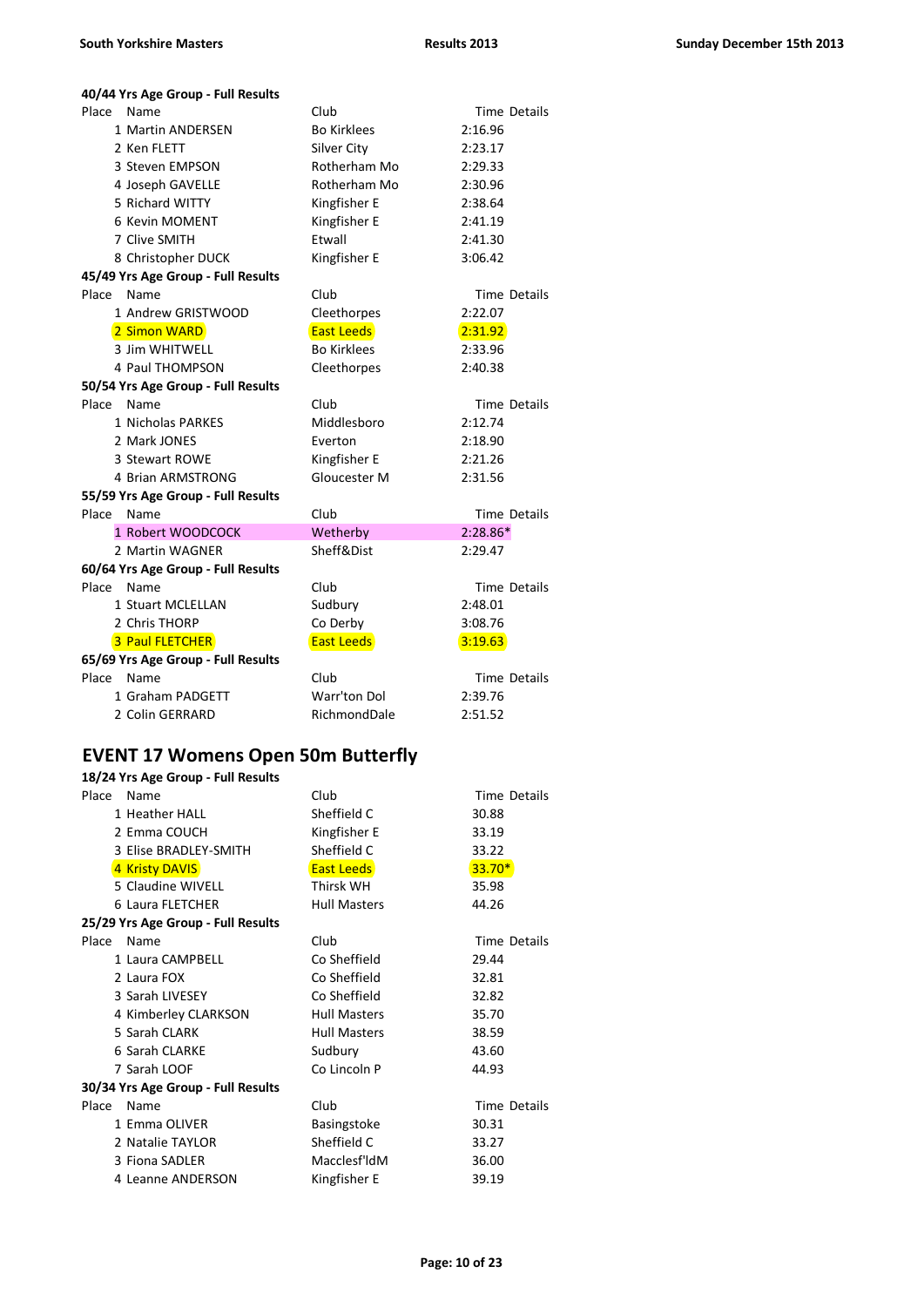**40/44 Yrs Age Group - Full Results**

| Place | Name | Club | Time | Details |
|---|---|---|---|---|
| 1 | Martin ANDERSEN | Bo Kirklees | 2:16.96 | |
| 2 | Ken FLETT | Silver City | 2:23.17 | |
| 3 | Steven EMPSON | Rotherham Mo | 2:29.33 | |
| 4 | Joseph GAVELLE | Rotherham Mo | 2:30.96 | |
| 5 | Richard WITTY | Kingfisher E | 2:38.64 | |
| 6 | Kevin MOMENT | Kingfisher E | 2:41.19 | |
| 7 | Clive SMITH | Etwall | 2:41.30 | |
| 8 | Christopher DUCK | Kingfisher E | 3:06.42 | |

**45/49 Yrs Age Group - Full Results**

| Place | Name | Club | Time | Details |
|---|---|---|---|---|
| 1 | Andrew GRISTWOOD | Cleethorpes | 2:22.07 | |
| 2 | Simon WARD | East Leeds | 2:31.92 | |
| 3 | Jim WHITWELL | Bo Kirklees | 2:33.96 | |
| 4 | Paul THOMPSON | Cleethorpes | 2:40.38 | |

**50/54 Yrs Age Group - Full Results**

| Place | Name | Club | Time | Details |
|---|---|---|---|---|
| 1 | Nicholas PARKES | Middlesboro | 2:12.74 | |
| 2 | Mark JONES | Everton | 2:18.90 | |
| 3 | Stewart ROWE | Kingfisher E | 2:21.26 | |
| 4 | Brian ARMSTRONG | Gloucester M | 2:31.56 | |

**55/59 Yrs Age Group - Full Results**

| Place | Name | Club | Time | Details |
|---|---|---|---|---|
| 1 | Robert WOODCOCK | Wetherby | 2:28.86* | |
| 2 | Martin WAGNER | Sheff&Dist | 2:29.47 | |

**60/64 Yrs Age Group - Full Results**

| Place | Name | Club | Time | Details |
|---|---|---|---|---|
| 1 | Stuart MCLELLAN | Sudbury | 2:48.01 | |
| 2 | Chris THORP | Co Derby | 3:08.76 | |
| 3 | Paul FLETCHER | East Leeds | 3:19.63 | |

**65/69 Yrs Age Group - Full Results**

| Place | Name | Club | Time | Details |
|---|---|---|---|---|
| 1 | Graham PADGETT | Warr'ton Dol | 2:39.76 | |
| 2 | Colin GERRARD | RichmondDale | 2:51.52 | |

## EVENT 17 Womens Open 50m Butterfly

**18/24 Yrs Age Group - Full Results**

| Place | Name | Club | Time | Details |
|---|---|---|---|---|
| 1 | Heather HALL | Sheffield C | 30.88 | |
| 2 | Emma COUCH | Kingfisher E | 33.19 | |
| 3 | Elise BRADLEY-SMITH | Sheffield C | 33.22 | |
| 4 | Kristy DAVIS | East Leeds | 33.70* | |
| 5 | Claudine WIVELL | Thirsk WH | 35.98 | |
| 6 | Laura FLETCHER | Hull Masters | 44.26 | |

**25/29 Yrs Age Group - Full Results**

| Place | Name | Club | Time | Details |
|---|---|---|---|---|
| 1 | Laura CAMPBELL | Co Sheffield | 29.44 | |
| 2 | Laura FOX | Co Sheffield | 32.81 | |
| 3 | Sarah LIVESEY | Co Sheffield | 32.82 | |
| 4 | Kimberley CLARKSON | Hull Masters | 35.70 | |
| 5 | Sarah CLARK | Hull Masters | 38.59 | |
| 6 | Sarah CLARKE | Sudbury | 43.60 | |
| 7 | Sarah LOOF | Co Lincoln P | 44.93 | |

**30/34 Yrs Age Group - Full Results**

| Place | Name | Club | Time | Details |
|---|---|---|---|---|
| 1 | Emma OLIVER | Basingstoke | 30.31 | |
| 2 | Natalie TAYLOR | Sheffield C | 33.27 | |
| 3 | Fiona SADLER | Macclesf'ldM | 36.00 | |
| 4 | Leanne ANDERSON | Kingfisher E | 39.19 | |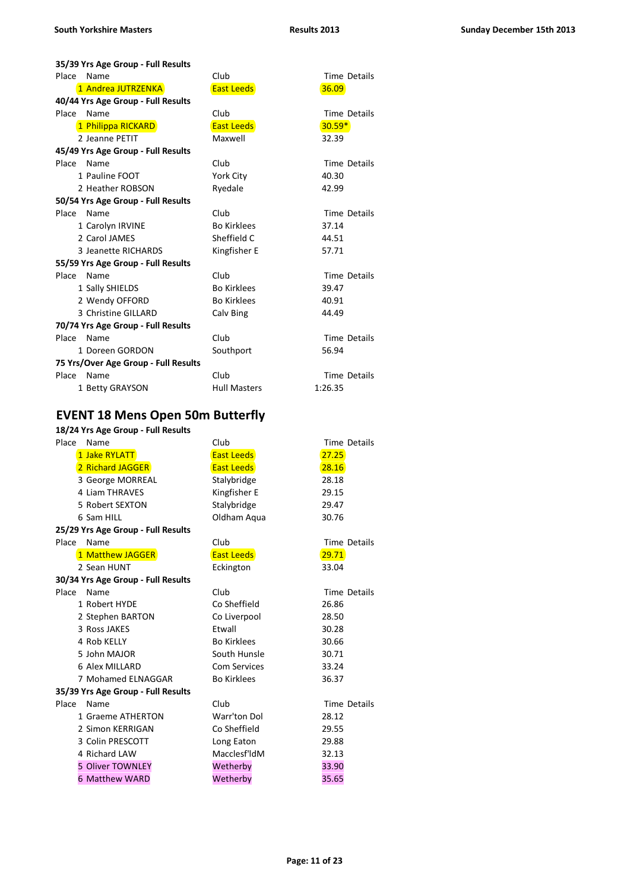**35/39 Yrs Age Group - Full Results**

| Place | Name | Club | Time Details |
|---|---|---|---|
| 1 | Andrea JUTRZENKA | East Leeds | 36.09 |

**40/44 Yrs Age Group - Full Results**

| Place | Name | Club | Time Details |
|---|---|---|---|
| 1 | Philippa RICKARD | East Leeds | 30.59* |
| 2 | Jeanne PETIT | Maxwell | 32.39 |

**45/49 Yrs Age Group - Full Results**

| Place | Name | Club | Time Details |
|---|---|---|---|
| 1 | Pauline FOOT | York City | 40.30 |
| 2 | Heather ROBSON | Ryedale | 42.99 |

**50/54 Yrs Age Group - Full Results**

| Place | Name | Club | Time Details |
|---|---|---|---|
| 1 | Carolyn IRVINE | Bo Kirklees | 37.14 |
| 2 | Carol JAMES | Sheffield C | 44.51 |
| 3 | Jeanette RICHARDS | Kingfisher E | 57.71 |

**55/59 Yrs Age Group - Full Results**

| Place | Name | Club | Time Details |
|---|---|---|---|
| 1 | Sally SHIELDS | Bo Kirklees | 39.47 |
| 2 | Wendy OFFORD | Bo Kirklees | 40.91 |
| 3 | Christine GILLARD | Calv Bing | 44.49 |

**70/74 Yrs Age Group - Full Results**

| Place | Name | Club | Time Details |
|---|---|---|---|
| 1 | Doreen GORDON | Southport | 56.94 |

**75 Yrs/Over Age Group - Full Results**

| Place | Name | Club | Time Details |
|---|---|---|---|
| 1 | Betty GRAYSON | Hull Masters | 1:26.35 |

## EVENT 18 Mens Open 50m Butterfly

**18/24 Yrs Age Group - Full Results**

| Place | Name | Club | Time Details |
|---|---|---|---|
| 1 | Jake RYLATT | East Leeds | 27.25 |
| 2 | Richard JAGGER | East Leeds | 28.16 |
| 3 | George MORREAL | Stalybridge | 28.18 |
| 4 | Liam THRAVES | Kingfisher E | 29.15 |
| 5 | Robert SEXTON | Stalybridge | 29.47 |
| 6 | Sam HILL | Oldham Aqua | 30.76 |

**25/29 Yrs Age Group - Full Results**

| Place | Name | Club | Time Details |
|---|---|---|---|
| 1 | Matthew JAGGER | East Leeds | 29.71 |
| 2 | Sean HUNT | Eckington | 33.04 |

**30/34 Yrs Age Group - Full Results**

| Place | Name | Club | Time Details |
|---|---|---|---|
| 1 | Robert HYDE | Co Sheffield | 26.86 |
| 2 | Stephen BARTON | Co Liverpool | 28.50 |
| 3 | Ross JAKES | Etwall | 30.28 |
| 4 | Rob KELLY | Bo Kirklees | 30.66 |
| 5 | John MAJOR | South Hunsle | 30.71 |
| 6 | Alex MILLARD | Com Services | 33.24 |
| 7 | Mohamed ELNAGGAR | Bo Kirklees | 36.37 |

**35/39 Yrs Age Group - Full Results**

| Place | Name | Club | Time Details |
|---|---|---|---|
| 1 | Graeme ATHERTON | Warr'ton Dol | 28.12 |
| 2 | Simon KERRIGAN | Co Sheffield | 29.55 |
| 3 | Colin PRESCOTT | Long Eaton | 29.88 |
| 4 | Richard LAW | Macclesf'ldM | 32.13 |
| 5 | Oliver TOWNLEY | Wetherby | 33.90 |
| 6 | Matthew WARD | Wetherby | 35.65 |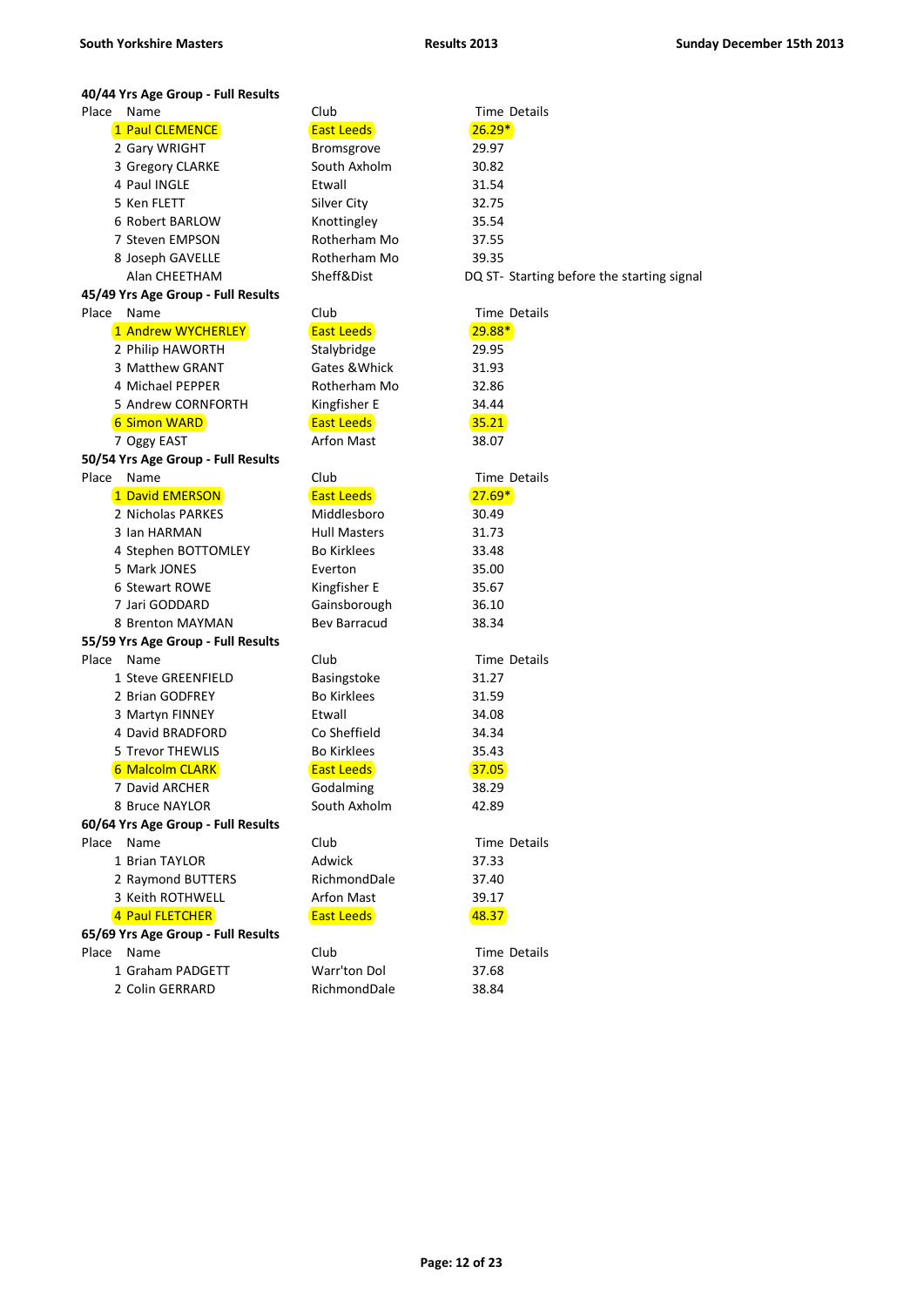### 40/44 Yrs Age Group - Full Results

| Place | Name | Club | Time | Details |
|---|---|---|---|---|
| 1 | Paul CLEMENCE | East Leeds | 26.29* | |
| 2 | Gary WRIGHT | Bromsgrove | 29.97 | |
| 3 | Gregory CLARKE | South Axholm | 30.82 | |
| 4 | Paul INGLE | Etwall | 31.54 | |
| 5 | Ken FLETT | Silver City | 32.75 | |
| 6 | Robert BARLOW | Knottingley | 35.54 | |
| 7 | Steven EMPSON | Rotherham Mo | 37.55 | |
| 8 | Joseph GAVELLE | Rotherham Mo | 39.35 | |
| | Alan CHEETHAM | Sheff&Dist | DQ ST- | Starting before the starting signal |

### 45/49 Yrs Age Group - Full Results

| Place | Name | Club | Time | Details |
|---|---|---|---|---|
| 1 | Andrew WYCHERLEY | East Leeds | 29.88* | |
| 2 | Philip HAWORTH | Stalybridge | 29.95 | |
| 3 | Matthew GRANT | Gates &Whick | 31.93 | |
| 4 | Michael PEPPER | Rotherham Mo | 32.86 | |
| 5 | Andrew CORNFORTH | Kingfisher E | 34.44 | |
| 6 | Simon WARD | East Leeds | 35.21 | |
| 7 | Oggy EAST | Arfon Mast | 38.07 | |

### 50/54 Yrs Age Group - Full Results

| Place | Name | Club | Time | Details |
|---|---|---|---|---|
| 1 | David EMERSON | East Leeds | 27.69* | |
| 2 | Nicholas PARKES | Middlesboro | 30.49 | |
| 3 | Ian HARMAN | Hull Masters | 31.73 | |
| 4 | Stephen BOTTOMLEY | Bo Kirklees | 33.48 | |
| 5 | Mark JONES | Everton | 35.00 | |
| 6 | Stewart ROWE | Kingfisher E | 35.67 | |
| 7 | Jari GODDARD | Gainsborough | 36.10 | |
| 8 | Brenton MAYMAN | Bev Barracud | 38.34 | |

### 55/59 Yrs Age Group - Full Results

| Place | Name | Club | Time | Details |
|---|---|---|---|---|
| 1 | Steve GREENFIELD | Basingstoke | 31.27 | |
| 2 | Brian GODFREY | Bo Kirklees | 31.59 | |
| 3 | Martyn FINNEY | Etwall | 34.08 | |
| 4 | David BRADFORD | Co Sheffield | 34.34 | |
| 5 | Trevor THEWLIS | Bo Kirklees | 35.43 | |
| 6 | Malcolm CLARK | East Leeds | 37.05 | |
| 7 | David ARCHER | Godalming | 38.29 | |
| 8 | Bruce NAYLOR | South Axholm | 42.89 | |

### 60/64 Yrs Age Group - Full Results

| Place | Name | Club | Time | Details |
|---|---|---|---|---|
| 1 | Brian TAYLOR | Adwick | 37.33 | |
| 2 | Raymond BUTTERS | RichmondDale | 37.40 | |
| 3 | Keith ROTHWELL | Arfon Mast | 39.17 | |
| 4 | Paul FLETCHER | East Leeds | 48.37 | |

### 65/69 Yrs Age Group - Full Results

| Place | Name | Club | Time | Details |
|---|---|---|---|---|
| 1 | Graham PADGETT | Warr'ton Dol | 37.68 | |
| 2 | Colin GERRARD | RichmondDale | 38.84 | |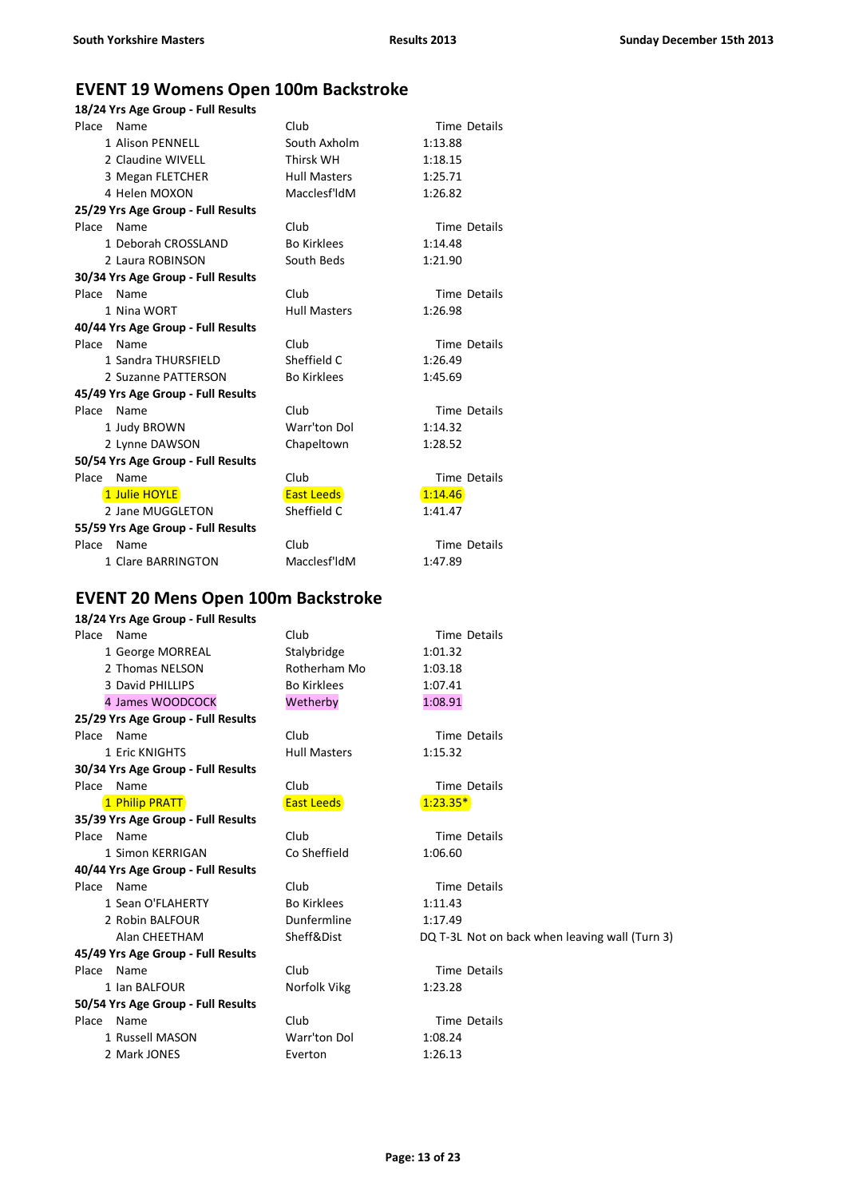# EVENT 19 Womens Open 100m Backstroke

**18/24 Yrs Age Group - Full Results**

| Place | Name | Club | Time | Details |
|---|---|---|---|---|
| 1 | Alison PENNELL | South Axholm | 1:13.88 | |
| 2 | Claudine WIVELL | Thirsk WH | 1:18.15 | |
| 3 | Megan FLETCHER | Hull Masters | 1:25.71 | |
| 4 | Helen MOXON | Macclesf'ldM | 1:26.82 | |

**25/29 Yrs Age Group - Full Results**

| Place | Name | Club | Time | Details |
|---|---|---|---|---|
| 1 | Deborah CROSSLAND | Bo Kirklees | 1:14.48 | |
| 2 | Laura ROBINSON | South Beds | 1:21.90 | |

**30/34 Yrs Age Group - Full Results**

| Place | Name | Club | Time | Details |
|---|---|---|---|---|
| 1 | Nina WORT | Hull Masters | 1:26.98 | |

**40/44 Yrs Age Group - Full Results**

| Place | Name | Club | Time | Details |
|---|---|---|---|---|
| 1 | Sandra THURSFIELD | Sheffield C | 1:26.49 | |
| 2 | Suzanne PATTERSON | Bo Kirklees | 1:45.69 | |

**45/49 Yrs Age Group - Full Results**

| Place | Name | Club | Time | Details |
|---|---|---|---|---|
| 1 | Judy BROWN | Warr'ton Dol | 1:14.32 | |
| 2 | Lynne DAWSON | Chapeltown | 1:28.52 | |

**50/54 Yrs Age Group - Full Results**

| Place | Name | Club | Time | Details |
|---|---|---|---|---|
| 1 | Julie HOYLE | East Leeds | 1:14.46 | |
| 2 | Jane MUGGLETON | Sheffield C | 1:41.47 | |

**55/59 Yrs Age Group - Full Results**

| Place | Name | Club | Time | Details |
|---|---|---|---|---|
| 1 | Clare BARRINGTON | Macclesf'ldM | 1:47.89 | |

# EVENT 20 Mens Open 100m Backstroke

**18/24 Yrs Age Group - Full Results**

| Place | Name | Club | Time | Details |
|---|---|---|---|---|
| 1 | George MORREAL | Stalybridge | 1:01.32 | |
| 2 | Thomas NELSON | Rotherham Mo | 1:03.18 | |
| 3 | David PHILLIPS | Bo Kirklees | 1:07.41 | |
| 4 | James WOODCOCK | Wetherby | 1:08.91 | |

**25/29 Yrs Age Group - Full Results**

| Place | Name | Club | Time | Details |
|---|---|---|---|---|
| 1 | Eric KNIGHTS | Hull Masters | 1:15.32 | |

**30/34 Yrs Age Group - Full Results**

| Place | Name | Club | Time | Details |
|---|---|---|---|---|
| 1 | Philip PRATT | East Leeds | 1:23.35* | |

**35/39 Yrs Age Group - Full Results**

| Place | Name | Club | Time | Details |
|---|---|---|---|---|
| 1 | Simon KERRIGAN | Co Sheffield | 1:06.60 | |

**40/44 Yrs Age Group - Full Results**

| Place | Name | Club | Time | Details |
|---|---|---|---|---|
| 1 | Sean O'FLAHERTY | Bo Kirklees | 1:11.43 | |
| 2 | Robin BALFOUR | Dunfermline | 1:17.49 | |
| | Alan CHEETHAM | Sheff&Dist | DQ T-3L | Not on back when leaving wall (Turn 3) |

**45/49 Yrs Age Group - Full Results**

| Place | Name | Club | Time | Details |
|---|---|---|---|---|
| 1 | Ian BALFOUR | Norfolk Vikg | 1:23.28 | |

**50/54 Yrs Age Group - Full Results**

| Place | Name | Club | Time | Details |
|---|---|---|---|---|
| 1 | Russell MASON | Warr'ton Dol | 1:08.24 | |
| 2 | Mark JONES | Everton | 1:26.13 | |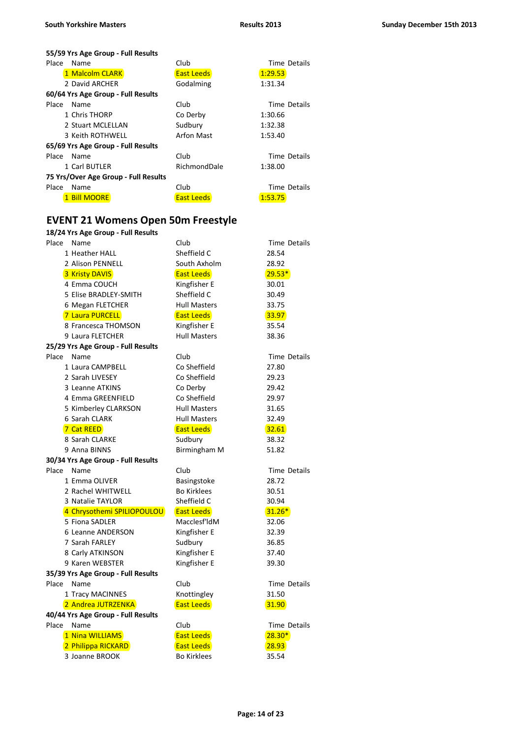**55/59 Yrs Age Group - Full Results**

| Place | Name | Club | Time | Details |
|---|---|---|---|---|
| 1 | Malcolm CLARK | East Leeds | 1:29.53 | |
| 2 | David ARCHER | Godalming | 1:31.34 | |

**60/64 Yrs Age Group - Full Results**

| Place | Name | Club | Time | Details |
|---|---|---|---|---|
| 1 | Chris THORP | Co Derby | 1:30.66 | |
| 2 | Stuart MCLELLAN | Sudbury | 1:32.38 | |
| 3 | Keith ROTHWELL | Arfon Mast | 1:53.40 | |

**65/69 Yrs Age Group - Full Results**

| Place | Name | Club | Time | Details |
|---|---|---|---|---|
| 1 | Carl BUTLER | RichmondDale | 1:38.00 | |

**75 Yrs/Over Age Group - Full Results**

| Place | Name | Club | Time | Details |
|---|---|---|---|---|
| 1 | Bill MOORE | East Leeds | 1:53.75 | |

## EVENT 21 Womens Open 50m Freestyle

**18/24 Yrs Age Group - Full Results**

| Place | Name | Club | Time | Details |
|---|---|---|---|---|
| 1 | Heather HALL | Sheffield C | 28.54 | |
| 2 | Alison PENNELL | South Axholm | 28.92 | |
| 3 | Kristy DAVIS | East Leeds | 29.53* | |
| 4 | Emma COUCH | Kingfisher E | 30.01 | |
| 5 | Elise BRADLEY-SMITH | Sheffield C | 30.49 | |
| 6 | Megan FLETCHER | Hull Masters | 33.75 | |
| 7 | Laura PURCELL | East Leeds | 33.97 | |
| 8 | Francesca THOMSON | Kingfisher E | 35.54 | |
| 9 | Laura FLETCHER | Hull Masters | 38.36 | |

**25/29 Yrs Age Group - Full Results**

| Place | Name | Club | Time | Details |
|---|---|---|---|---|
| 1 | Laura CAMPBELL | Co Sheffield | 27.80 | |
| 2 | Sarah LIVESEY | Co Sheffield | 29.23 | |
| 3 | Leanne ATKINS | Co Derby | 29.42 | |
| 4 | Emma GREENFIELD | Co Sheffield | 29.97 | |
| 5 | Kimberley CLARKSON | Hull Masters | 31.65 | |
| 6 | Sarah CLARK | Hull Masters | 32.49 | |
| 7 | Cat REED | East Leeds | 32.61 | |
| 8 | Sarah CLARKE | Sudbury | 38.32 | |
| 9 | Anna BINNS | Birmingham M | 51.82 | |

**30/34 Yrs Age Group - Full Results**

| Place | Name | Club | Time | Details |
|---|---|---|---|---|
| 1 | Emma OLIVER | Basingstoke | 28.72 | |
| 2 | Rachel WHITWELL | Bo Kirklees | 30.51 | |
| 3 | Natalie TAYLOR | Sheffield C | 30.94 | |
| 4 | Chrysothemi SPILIOPOULOU | East Leeds | 31.26* | |
| 5 | Fiona SADLER | Macclesf'ldM | 32.06 | |
| 6 | Leanne ANDERSON | Kingfisher E | 32.39 | |
| 7 | Sarah FARLEY | Sudbury | 36.85 | |
| 8 | Carly ATKINSON | Kingfisher E | 37.40 | |
| 9 | Karen WEBSTER | Kingfisher E | 39.30 | |

**35/39 Yrs Age Group - Full Results**

| Place | Name | Club | Time | Details |
|---|---|---|---|---|
| 1 | Tracy MACINNES | Knottingley | 31.50 | |
| 2 | Andrea JUTRZENKA | East Leeds | 31.90 | |

**40/44 Yrs Age Group - Full Results**

| Place | Name | Club | Time | Details |
|---|---|---|---|---|
| 1 | Nina WILLIAMS | East Leeds | 28.30* | |
| 2 | Philippa RICKARD | East Leeds | 28.93 | |
| 3 | Joanne BROOK | Bo Kirklees | 35.54 | |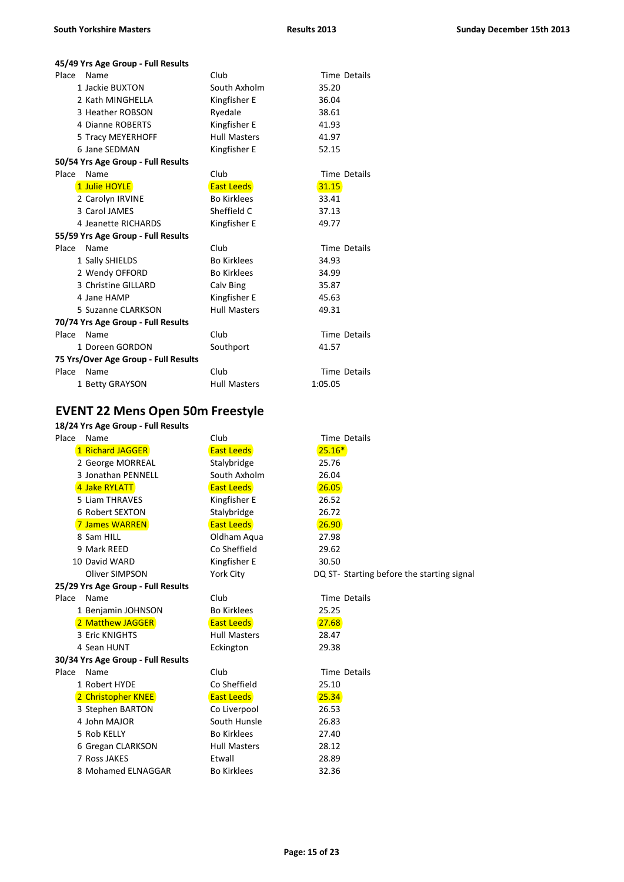**45/49 Yrs Age Group - Full Results**

| Place | Name | Club | Time | Details |
|---|---|---|---|---|
| 1 | Jackie BUXTON | South Axholm | 35.20 | |
| 2 | Kath MINGHELLA | Kingfisher E | 36.04 | |
| 3 | Heather ROBSON | Ryedale | 38.61 | |
| 4 | Dianne ROBERTS | Kingfisher E | 41.93 | |
| 5 | Tracy MEYERHOFF | Hull Masters | 41.97 | |
| 6 | Jane SEDMAN | Kingfisher E | 52.15 | |

**50/54 Yrs Age Group - Full Results**

| Place | Name | Club | Time | Details |
|---|---|---|---|---|
| 1 | Julie HOYLE | East Leeds | 31.15 | |
| 2 | Carolyn IRVINE | Bo Kirklees | 33.41 | |
| 3 | Carol JAMES | Sheffield C | 37.13 | |
| 4 | Jeanette RICHARDS | Kingfisher E | 49.77 | |

**55/59 Yrs Age Group - Full Results**

| Place | Name | Club | Time | Details |
|---|---|---|---|---|
| 1 | Sally SHIELDS | Bo Kirklees | 34.93 | |
| 2 | Wendy OFFORD | Bo Kirklees | 34.99 | |
| 3 | Christine GILLARD | Calv Bing | 35.87 | |
| 4 | Jane HAMP | Kingfisher E | 45.63 | |
| 5 | Suzanne CLARKSON | Hull Masters | 49.31 | |

**70/74 Yrs Age Group - Full Results**

| Place | Name | Club | Time | Details |
|---|---|---|---|---|
| 1 | Doreen GORDON | Southport | 41.57 | |

**75 Yrs/Over Age Group - Full Results**

| Place | Name | Club | Time | Details |
|---|---|---|---|---|
| 1 | Betty GRAYSON | Hull Masters | 1:05.05 | |

## EVENT 22 Mens Open 50m Freestyle

**18/24 Yrs Age Group - Full Results**

| Place | Name | Club | Time | Details |
|---|---|---|---|---|
| 1 | Richard JAGGER | East Leeds | 25.16* | |
| 2 | George MORREAL | Stalybridge | 25.76 | |
| 3 | Jonathan PENNELL | South Axholm | 26.04 | |
| 4 | Jake RYLATT | East Leeds | 26.05 | |
| 5 | Liam THRAVES | Kingfisher E | 26.52 | |
| 6 | Robert SEXTON | Stalybridge | 26.72 | |
| 7 | James WARREN | East Leeds | 26.90 | |
| 8 | Sam HILL | Oldham Aqua | 27.98 | |
| 9 | Mark REED | Co Sheffield | 29.62 | |
| 10 | David WARD | Kingfisher E | 30.50 | |
| | Oliver SIMPSON | York City | DQ ST- | Starting before the starting signal |

**25/29 Yrs Age Group - Full Results**

| Place | Name | Club | Time | Details |
|---|---|---|---|---|
| 1 | Benjamin JOHNSON | Bo Kirklees | 25.25 | |
| 2 | Matthew JAGGER | East Leeds | 27.68 | |
| 3 | Eric KNIGHTS | Hull Masters | 28.47 | |
| 4 | Sean HUNT | Eckington | 29.38 | |

**30/34 Yrs Age Group - Full Results**

| Place | Name | Club | Time | Details |
|---|---|---|---|---|
| 1 | Robert HYDE | Co Sheffield | 25.10 | |
| 2 | Christopher KNEE | East Leeds | 25.34 | |
| 3 | Stephen BARTON | Co Liverpool | 26.53 | |
| 4 | John MAJOR | South Hunsle | 26.83 | |
| 5 | Rob KELLY | Bo Kirklees | 27.40 | |
| 6 | Gregan CLARKSON | Hull Masters | 28.12 | |
| 7 | Ross JAKES | Etwall | 28.89 | |
| 8 | Mohamed ELNAGGAR | Bo Kirklees | 32.36 | |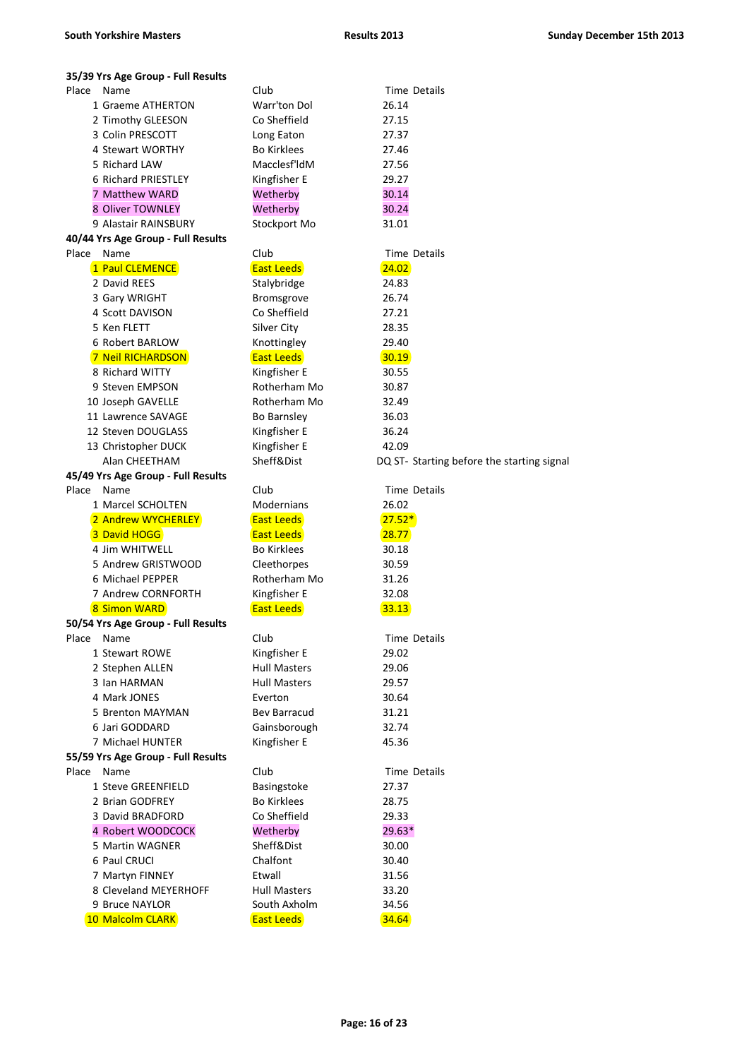**South Yorkshire Masters** **Results 2013** **Sunday December 15th 2013**

### 35/39 Yrs Age Group - Full Results

| Place | Name | Club | Time | Details |
|---|---|---|---|---|
| 1 | Graeme ATHERTON | Warr'ton Dol | 26.14 | |
| 2 | Timothy GLEESON | Co Sheffield | 27.15 | |
| 3 | Colin PRESCOTT | Long Eaton | 27.37 | |
| 4 | Stewart WORTHY | Bo Kirklees | 27.46 | |
| 5 | Richard LAW | Macclesf'ldM | 27.56 | |
| 6 | Richard PRIESTLEY | Kingfisher E | 29.27 | |
| 7 | Matthew WARD | Wetherby | 30.14 | |
| 8 | Oliver TOWNLEY | Wetherby | 30.24 | |
| 9 | Alastair RAINSBURY | Stockport Mo | 31.01 | |

### 40/44 Yrs Age Group - Full Results

| Place | Name | Club | Time | Details |
|---|---|---|---|---|
| 1 | Paul CLEMENCE | East Leeds | 24.02 | |
| 2 | David REES | Stalybridge | 24.83 | |
| 3 | Gary WRIGHT | Bromsgrove | 26.74 | |
| 4 | Scott DAVISON | Co Sheffield | 27.21 | |
| 5 | Ken FLETT | Silver City | 28.35 | |
| 6 | Robert BARLOW | Knottingley | 29.40 | |
| 7 | Neil RICHARDSON | East Leeds | 30.19 | |
| 8 | Richard WITTY | Kingfisher E | 30.55 | |
| 9 | Steven EMPSON | Rotherham Mo | 30.87 | |
| 10 | Joseph GAVELLE | Rotherham Mo | 32.49 | |
| 11 | Lawrence SAVAGE | Bo Barnsley | 36.03 | |
| 12 | Steven DOUGLASS | Kingfisher E | 36.24 | |
| 13 | Christopher DUCK | Kingfisher E | 42.09 | |
| | Alan CHEETHAM | Sheff&Dist | DQ ST- | Starting before the starting signal |

### 45/49 Yrs Age Group - Full Results

| Place | Name | Club | Time | Details |
|---|---|---|---|---|
| 1 | Marcel SCHOLTEN | Modernians | 26.02 | |
| 2 | Andrew WYCHERLEY | East Leeds | 27.52* | |
| 3 | David HOGG | East Leeds | 28.77 | |
| 4 | Jim WHITWELL | Bo Kirklees | 30.18 | |
| 5 | Andrew GRISTWOOD | Cleethorpes | 30.59 | |
| 6 | Michael PEPPER | Rotherham Mo | 31.26 | |
| 7 | Andrew CORNFORTH | Kingfisher E | 32.08 | |
| 8 | Simon WARD | East Leeds | 33.13 | |

### 50/54 Yrs Age Group - Full Results

| Place | Name | Club | Time | Details |
|---|---|---|---|---|
| 1 | Stewart ROWE | Kingfisher E | 29.02 | |
| 2 | Stephen ALLEN | Hull Masters | 29.06 | |
| 3 | Ian HARMAN | Hull Masters | 29.57 | |
| 4 | Mark JONES | Everton | 30.64 | |
| 5 | Brenton MAYMAN | Bev Barracud | 31.21 | |
| 6 | Jari GODDARD | Gainsborough | 32.74 | |
| 7 | Michael HUNTER | Kingfisher E | 45.36 | |

### 55/59 Yrs Age Group - Full Results

| Place | Name | Club | Time | Details |
|---|---|---|---|---|
| 1 | Steve GREENFIELD | Basingstoke | 27.37 | |
| 2 | Brian GODFREY | Bo Kirklees | 28.75 | |
| 3 | David BRADFORD | Co Sheffield | 29.33 | |
| 4 | Robert WOODCOCK | Wetherby | 29.63* | |
| 5 | Martin WAGNER | Sheff&Dist | 30.00 | |
| 6 | Paul CRUCI | Chalfont | 30.40 | |
| 7 | Martyn FINNEY | Etwall | 31.56 | |
| 8 | Cleveland MEYERHOFF | Hull Masters | 33.20 | |
| 9 | Bruce NAYLOR | South Axholm | 34.56 | |
| 10 | Malcolm CLARK | East Leeds | 34.64 | |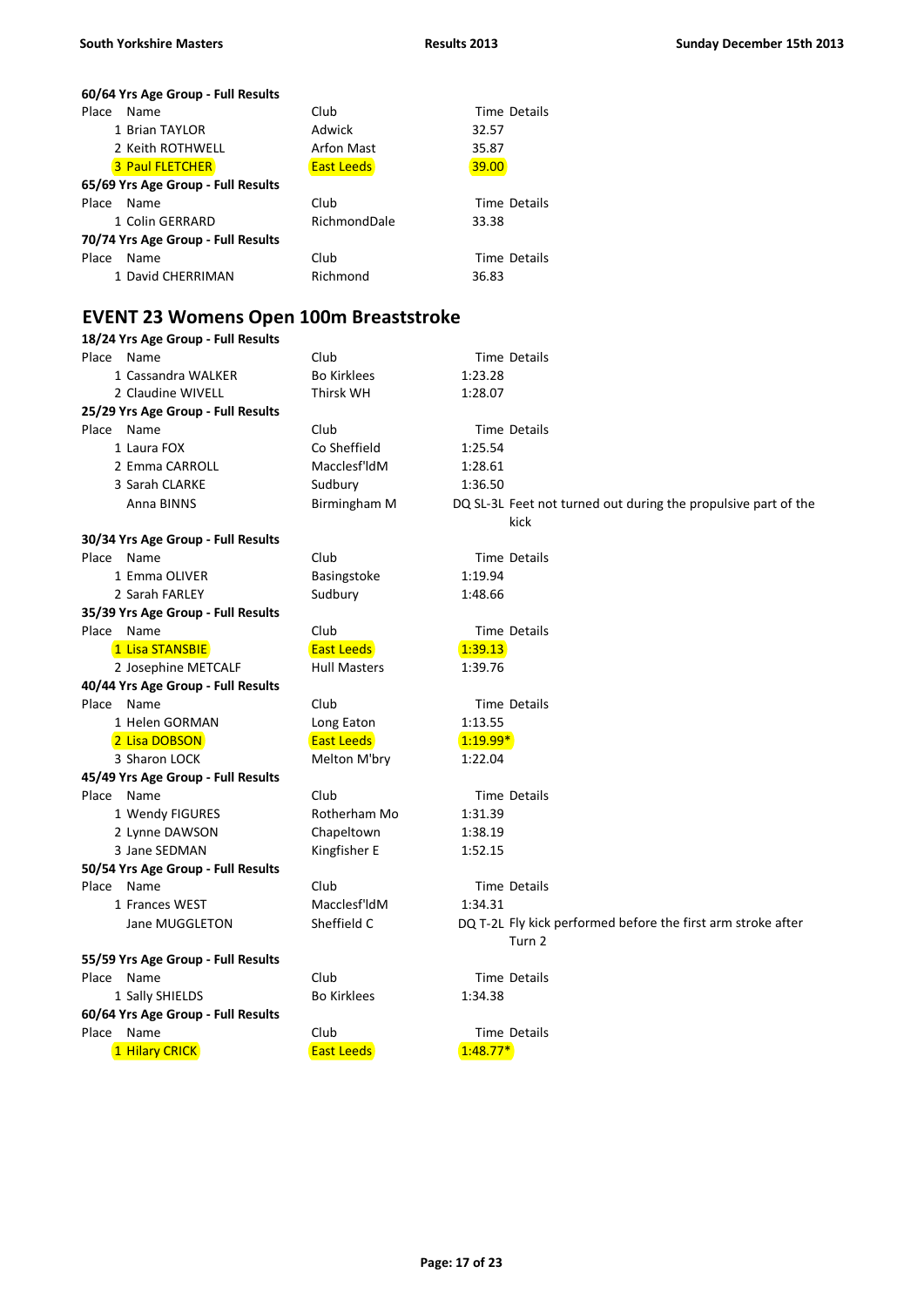**60/64 Yrs Age Group - Full Results**

| Place | Name | Club | Time | Details |
|---|---|---|---|---|
| 1 | Brian TAYLOR | Adwick | 32.57 | |
| 2 | Keith ROTHWELL | Arfon Mast | 35.87 | |
| 3 | Paul FLETCHER | East Leeds | 39.00 | |

**65/69 Yrs Age Group - Full Results**

| Place | Name | Club | Time | Details |
|---|---|---|---|---|
| 1 | Colin GERRARD | RichmondDale | 33.38 | |

**70/74 Yrs Age Group - Full Results**

| Place | Name | Club | Time | Details |
|---|---|---|---|---|
| 1 | David CHERRIMAN | Richmond | 36.83 | |

## EVENT 23 Womens Open 100m Breaststroke

**18/24 Yrs Age Group - Full Results**

| Place | Name | Club | Time | Details |
|---|---|---|---|---|
| 1 | Cassandra WALKER | Bo Kirklees | 1:23.28 | |
| 2 | Claudine WIVELL | Thirsk WH | 1:28.07 | |

**25/29 Yrs Age Group - Full Results**

| Place | Name | Club | Time | Details |
|---|---|---|---|---|
| 1 | Laura FOX | Co Sheffield | 1:25.54 | |
| 2 | Emma CARROLL | Macclesf'ldM | 1:28.61 | |
| 3 | Sarah CLARKE | Sudbury | 1:36.50 | |
| | Anna BINNS | Birmingham M | DQ SL-3L | Feet not turned out during the propulsive part of the kick |

**30/34 Yrs Age Group - Full Results**

| Place | Name | Club | Time | Details |
|---|---|---|---|---|
| 1 | Emma OLIVER | Basingstoke | 1:19.94 | |
| 2 | Sarah FARLEY | Sudbury | 1:48.66 | |

**35/39 Yrs Age Group - Full Results**

| Place | Name | Club | Time | Details |
|---|---|---|---|---|
| 1 | Lisa STANSBIE | East Leeds | 1:39.13 | |
| 2 | Josephine METCALF | Hull Masters | 1:39.76 | |

**40/44 Yrs Age Group - Full Results**

| Place | Name | Club | Time | Details |
|---|---|---|---|---|
| 1 | Helen GORMAN | Long Eaton | 1:13.55 | |
| 2 | Lisa DOBSON | East Leeds | 1:19.99* | |
| 3 | Sharon LOCK | Melton M'bry | 1:22.04 | |

**45/49 Yrs Age Group - Full Results**

| Place | Name | Club | Time | Details |
|---|---|---|---|---|
| 1 | Wendy FIGURES | Rotherham Mo | 1:31.39 | |
| 2 | Lynne DAWSON | Chapeltown | 1:38.19 | |
| 3 | Jane SEDMAN | Kingfisher E | 1:52.15 | |

**50/54 Yrs Age Group - Full Results**

| Place | Name | Club | Time | Details |
|---|---|---|---|---|
| 1 | Frances WEST | Macclesf'ldM | 1:34.31 | |
| | Jane MUGGLETON | Sheffield C | DQ T-2L | Fly kick performed before the first arm stroke after Turn 2 |

**55/59 Yrs Age Group - Full Results**

| Place | Name | Club | Time | Details |
|---|---|---|---|---|
| 1 | Sally SHIELDS | Bo Kirklees | 1:34.38 | |

**60/64 Yrs Age Group - Full Results**

| Place | Name | Club | Time | Details |
|---|---|---|---|---|
| 1 | Hilary CRICK | East Leeds | 1:48.77* | |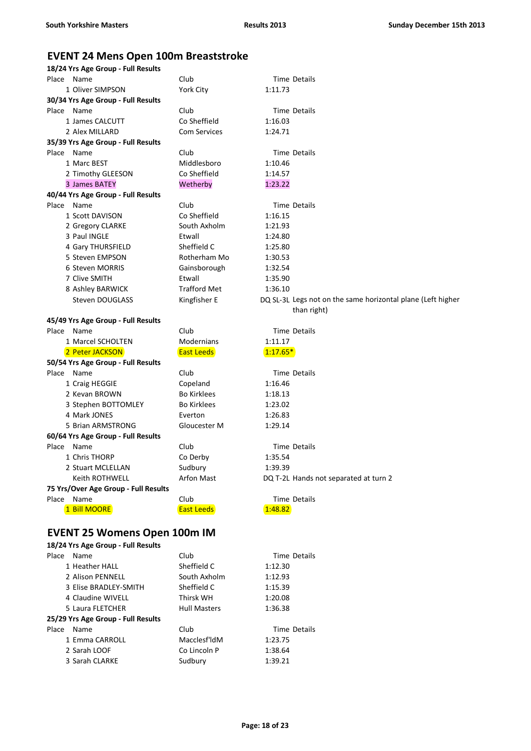## EVENT 24 Mens Open 100m Breaststroke

**18/24 Yrs Age Group - Full Results**

| Place | Name | Club | Time | Details |
|---|---|---|---|---|
| 1 | Oliver SIMPSON | York City | 1:11.73 | |

**30/34 Yrs Age Group - Full Results**

| Place | Name | Club | Time | Details |
|---|---|---|---|---|
| 1 | James CALCUTT | Co Sheffield | 1:16.03 | |
| 2 | Alex MILLARD | Com Services | 1:24.71 | |

**35/39 Yrs Age Group - Full Results**

| Place | Name | Club | Time | Details |
|---|---|---|---|---|
| 1 | Marc BEST | Middlesboro | 1:10.46 | |
| 2 | Timothy GLEESON | Co Sheffield | 1:14.57 | |
| 3 | James BATEY | Wetherby | 1:23.22 | |

**40/44 Yrs Age Group - Full Results**

| Place | Name | Club | Time | Details |
|---|---|---|---|---|
| 1 | Scott DAVISON | Co Sheffield | 1:16.15 | |
| 2 | Gregory CLARKE | South Axholm | 1:21.93 | |
| 3 | Paul INGLE | Etwall | 1:24.80 | |
| 4 | Gary THURSFIELD | Sheffield C | 1:25.80 | |
| 5 | Steven EMPSON | Rotherham Mo | 1:30.53 | |
| 6 | Steven MORRIS | Gainsborough | 1:32.54 | |
| 7 | Clive SMITH | Etwall | 1:35.90 | |
| 8 | Ashley BARWICK | Trafford Met | 1:36.10 | |
| | Steven DOUGLASS | Kingfisher E | DQ SL-3L | Legs not on the same horizontal plane (Left higher than right) |

**45/49 Yrs Age Group - Full Results**

| Place | Name | Club | Time | Details |
|---|---|---|---|---|
| 1 | Marcel SCHOLTEN | Modernians | 1:11.17 | |
| 2 | Peter JACKSON | East Leeds | 1:17.65* | |

**50/54 Yrs Age Group - Full Results**

| Place | Name | Club | Time | Details |
|---|---|---|---|---|
| 1 | Craig HEGGIE | Copeland | 1:16.46 | |
| 2 | Kevan BROWN | Bo Kirklees | 1:18.13 | |
| 3 | Stephen BOTTOMLEY | Bo Kirklees | 1:23.02 | |
| 4 | Mark JONES | Everton | 1:26.83 | |
| 5 | Brian ARMSTRONG | Gloucester M | 1:29.14 | |

**60/64 Yrs Age Group - Full Results**

| Place | Name | Club | Time | Details |
|---|---|---|---|---|
| 1 | Chris THORP | Co Derby | 1:35.54 | |
| 2 | Stuart MCLELLAN | Sudbury | 1:39.39 | |
| | Keith ROTHWELL | Arfon Mast | DQ T-2L | Hands not separated at turn 2 |

**75 Yrs/Over Age Group - Full Results**

| Place | Name | Club | Time | Details |
|---|---|---|---|---|
| 1 | Bill MOORE | East Leeds | 1:48.82 | |

## EVENT 25 Womens Open 100m IM

**18/24 Yrs Age Group - Full Results**

| Place | Name | Club | Time | Details |
|---|---|---|---|---|
| 1 | Heather HALL | Sheffield C | 1:12.30 | |
| 2 | Alison PENNELL | South Axholm | 1:12.93 | |
| 3 | Elise BRADLEY-SMITH | Sheffield C | 1:15.39 | |
| 4 | Claudine WIVELL | Thirsk WH | 1:20.08 | |
| 5 | Laura FLETCHER | Hull Masters | 1:36.38 | |

**25/29 Yrs Age Group - Full Results**

| Place | Name | Club | Time | Details |
|---|---|---|---|---|
| 1 | Emma CARROLL | Macclesf'ldM | 1:23.75 | |
| 2 | Sarah LOOF | Co Lincoln P | 1:38.64 | |
| 3 | Sarah CLARKE | Sudbury | 1:39.21 | |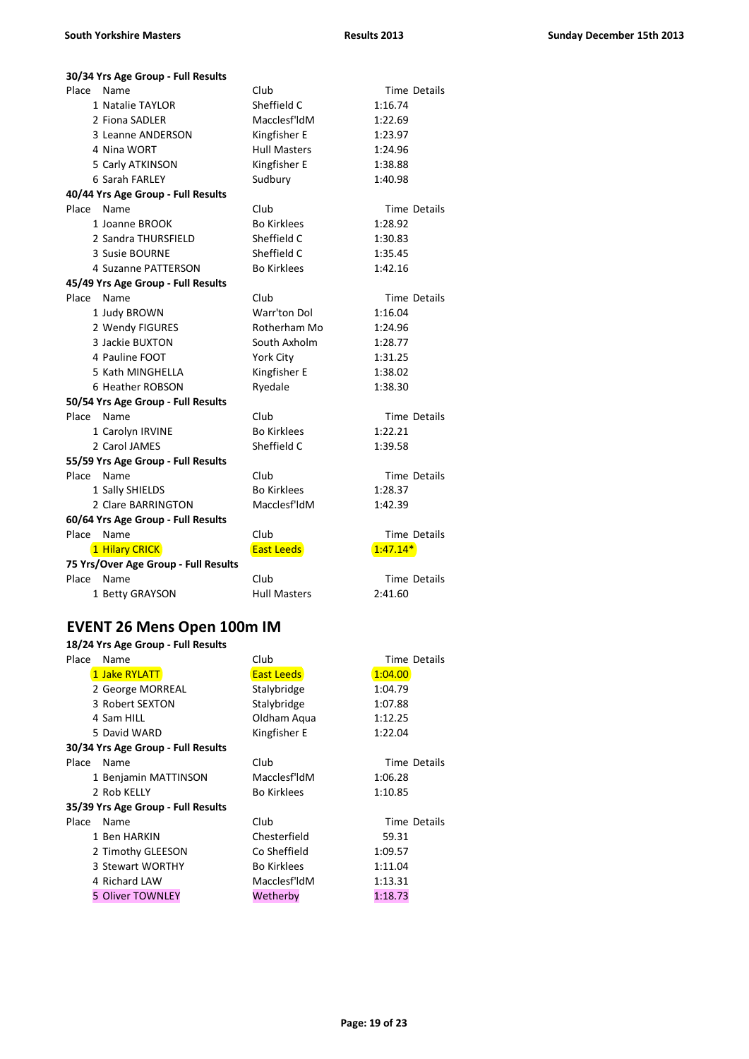**30/34 Yrs Age Group - Full Results**

| Place | Name | Club | Time | Details |
|---|---|---|---|---|
| 1 | Natalie TAYLOR | Sheffield C | 1:16.74 | |
| 2 | Fiona SADLER | Macclesf'ldM | 1:22.69 | |
| 3 | Leanne ANDERSON | Kingfisher E | 1:23.97 | |
| 4 | Nina WORT | Hull Masters | 1:24.96 | |
| 5 | Carly ATKINSON | Kingfisher E | 1:38.88 | |
| 6 | Sarah FARLEY | Sudbury | 1:40.98 | |

**40/44 Yrs Age Group - Full Results**

| Place | Name | Club | Time | Details |
|---|---|---|---|---|
| 1 | Joanne BROOK | Bo Kirklees | 1:28.92 | |
| 2 | Sandra THURSFIELD | Sheffield C | 1:30.83 | |
| 3 | Susie BOURNE | Sheffield C | 1:35.45 | |
| 4 | Suzanne PATTERSON | Bo Kirklees | 1:42.16 | |

**45/49 Yrs Age Group - Full Results**

| Place | Name | Club | Time | Details |
|---|---|---|---|---|
| 1 | Judy BROWN | Warr'ton Dol | 1:16.04 | |
| 2 | Wendy FIGURES | Rotherham Mo | 1:24.96 | |
| 3 | Jackie BUXTON | South Axholm | 1:28.77 | |
| 4 | Pauline FOOT | York City | 1:31.25 | |
| 5 | Kath MINGHELLA | Kingfisher E | 1:38.02 | |
| 6 | Heather ROBSON | Ryedale | 1:38.30 | |

**50/54 Yrs Age Group - Full Results**

| Place | Name | Club | Time | Details |
|---|---|---|---|---|
| 1 | Carolyn IRVINE | Bo Kirklees | 1:22.21 | |
| 2 | Carol JAMES | Sheffield C | 1:39.58 | |

**55/59 Yrs Age Group - Full Results**

| Place | Name | Club | Time | Details |
|---|---|---|---|---|
| 1 | Sally SHIELDS | Bo Kirklees | 1:28.37 | |
| 2 | Clare BARRINGTON | Macclesf'ldM | 1:42.39 | |

**60/64 Yrs Age Group - Full Results**

| Place | Name | Club | Time | Details |
|---|---|---|---|---|
| 1 | Hilary CRICK | East Leeds | 1:47.14* | |

**75 Yrs/Over Age Group - Full Results**

| Place | Name | Club | Time | Details |
|---|---|---|---|---|
| 1 | Betty GRAYSON | Hull Masters | 2:41.60 | |

## EVENT 26 Mens Open 100m IM

**18/24 Yrs Age Group - Full Results**

| Place | Name | Club | Time | Details |
|---|---|---|---|---|
| 1 | Jake RYLATT | East Leeds | 1:04.00 | |
| 2 | George MORREAL | Stalybridge | 1:04.79 | |
| 3 | Robert SEXTON | Stalybridge | 1:07.88 | |
| 4 | Sam HILL | Oldham Aqua | 1:12.25 | |
| 5 | David WARD | Kingfisher E | 1:22.04 | |

**30/34 Yrs Age Group - Full Results**

| Place | Name | Club | Time | Details |
|---|---|---|---|---|
| 1 | Benjamin MATTINSON | Macclesf'ldM | 1:06.28 | |
| 2 | Rob KELLY | Bo Kirklees | 1:10.85 | |

**35/39 Yrs Age Group - Full Results**

| Place | Name | Club | Time | Details |
|---|---|---|---|---|
| 1 | Ben HARKIN | Chesterfield | 59.31 | |
| 2 | Timothy GLEESON | Co Sheffield | 1:09.57 | |
| 3 | Stewart WORTHY | Bo Kirklees | 1:11.04 | |
| 4 | Richard LAW | Macclesf'ldM | 1:13.31 | |
| 5 | Oliver TOWNLEY | Wetherby | 1:18.73 | |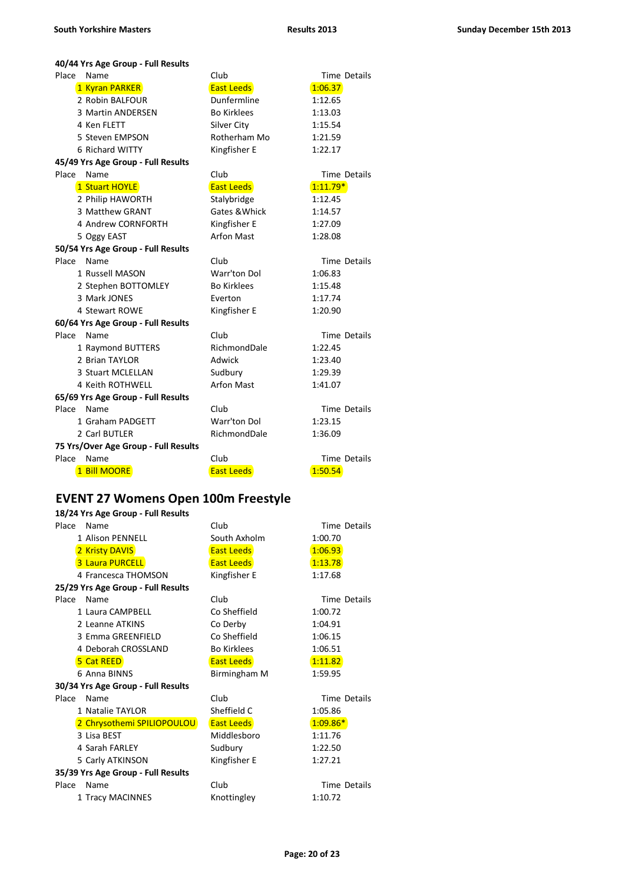### 40/44 Yrs Age Group - Full Results

| Place | Name | Club | Time | Details |
|---|---|---|---|---|
| 1 | Kyran PARKER | East Leeds | 1:06.37 | |
| 2 | Robin BALFOUR | Dunfermline | 1:12.65 | |
| 3 | Martin ANDERSEN | Bo Kirklees | 1:13.03 | |
| 4 | Ken FLETT | Silver City | 1:15.54 | |
| 5 | Steven EMPSON | Rotherham Mo | 1:21.59 | |
| 6 | Richard WITTY | Kingfisher E | 1:22.17 | |

### 45/49 Yrs Age Group - Full Results

| Place | Name | Club | Time | Details |
|---|---|---|---|---|
| 1 | Stuart HOYLE | East Leeds | 1:11.79* | |
| 2 | Philip HAWORTH | Stalybridge | 1:12.45 | |
| 3 | Matthew GRANT | Gates &Whick | 1:14.57 | |
| 4 | Andrew CORNFORTH | Kingfisher E | 1:27.09 | |
| 5 | Oggy EAST | Arfon Mast | 1:28.08 | |

### 50/54 Yrs Age Group - Full Results

| Place | Name | Club | Time | Details |
|---|---|---|---|---|
| 1 | Russell MASON | Warr'ton Dol | 1:06.83 | |
| 2 | Stephen BOTTOMLEY | Bo Kirklees | 1:15.48 | |
| 3 | Mark JONES | Everton | 1:17.74 | |
| 4 | Stewart ROWE | Kingfisher E | 1:20.90 | |

### 60/64 Yrs Age Group - Full Results

| Place | Name | Club | Time | Details |
|---|---|---|---|---|
| 1 | Raymond BUTTERS | RichmondDale | 1:22.45 | |
| 2 | Brian TAYLOR | Adwick | 1:23.40 | |
| 3 | Stuart MCLELLAN | Sudbury | 1:29.39 | |
| 4 | Keith ROTHWELL | Arfon Mast | 1:41.07 | |

### 65/69 Yrs Age Group - Full Results

| Place | Name | Club | Time | Details |
|---|---|---|---|---|
| 1 | Graham PADGETT | Warr'ton Dol | 1:23.15 | |
| 2 | Carl BUTLER | RichmondDale | 1:36.09 | |

### 75 Yrs/Over Age Group - Full Results

| Place | Name | Club | Time | Details |
|---|---|---|---|---|
| 1 | Bill MOORE | East Leeds | 1:50.54 | |

## EVENT 27 Womens Open 100m Freestyle

### 18/24 Yrs Age Group - Full Results

| Place | Name | Club | Time | Details |
|---|---|---|---|---|
| 1 | Alison PENNELL | South Axholm | 1:00.70 | |
| 2 | Kristy DAVIS | East Leeds | 1:06.93 | |
| 3 | Laura PURCELL | East Leeds | 1:13.78 | |
| 4 | Francesca THOMSON | Kingfisher E | 1:17.68 | |

### 25/29 Yrs Age Group - Full Results

| Place | Name | Club | Time | Details |
|---|---|---|---|---|
| 1 | Laura CAMPBELL | Co Sheffield | 1:00.72 | |
| 2 | Leanne ATKINS | Co Derby | 1:04.91 | |
| 3 | Emma GREENFIELD | Co Sheffield | 1:06.15 | |
| 4 | Deborah CROSSLAND | Bo Kirklees | 1:06.51 | |
| 5 | Cat REED | East Leeds | 1:11.82 | |
| 6 | Anna BINNS | Birmingham M | 1:59.95 | |

### 30/34 Yrs Age Group - Full Results

| Place | Name | Club | Time | Details |
|---|---|---|---|---|
| 1 | Natalie TAYLOR | Sheffield C | 1:05.86 | |
| 2 | Chrysothemi SPILIOPOULOU | East Leeds | 1:09.86* | |
| 3 | Lisa BEST | Middlesboro | 1:11.76 | |
| 4 | Sarah FARLEY | Sudbury | 1:22.50 | |
| 5 | Carly ATKINSON | Kingfisher E | 1:27.21 | |

### 35/39 Yrs Age Group - Full Results

| Place | Name | Club | Time | Details |
|---|---|---|---|---|
| 1 | Tracy MACINNES | Knottingley | 1:10.72 | |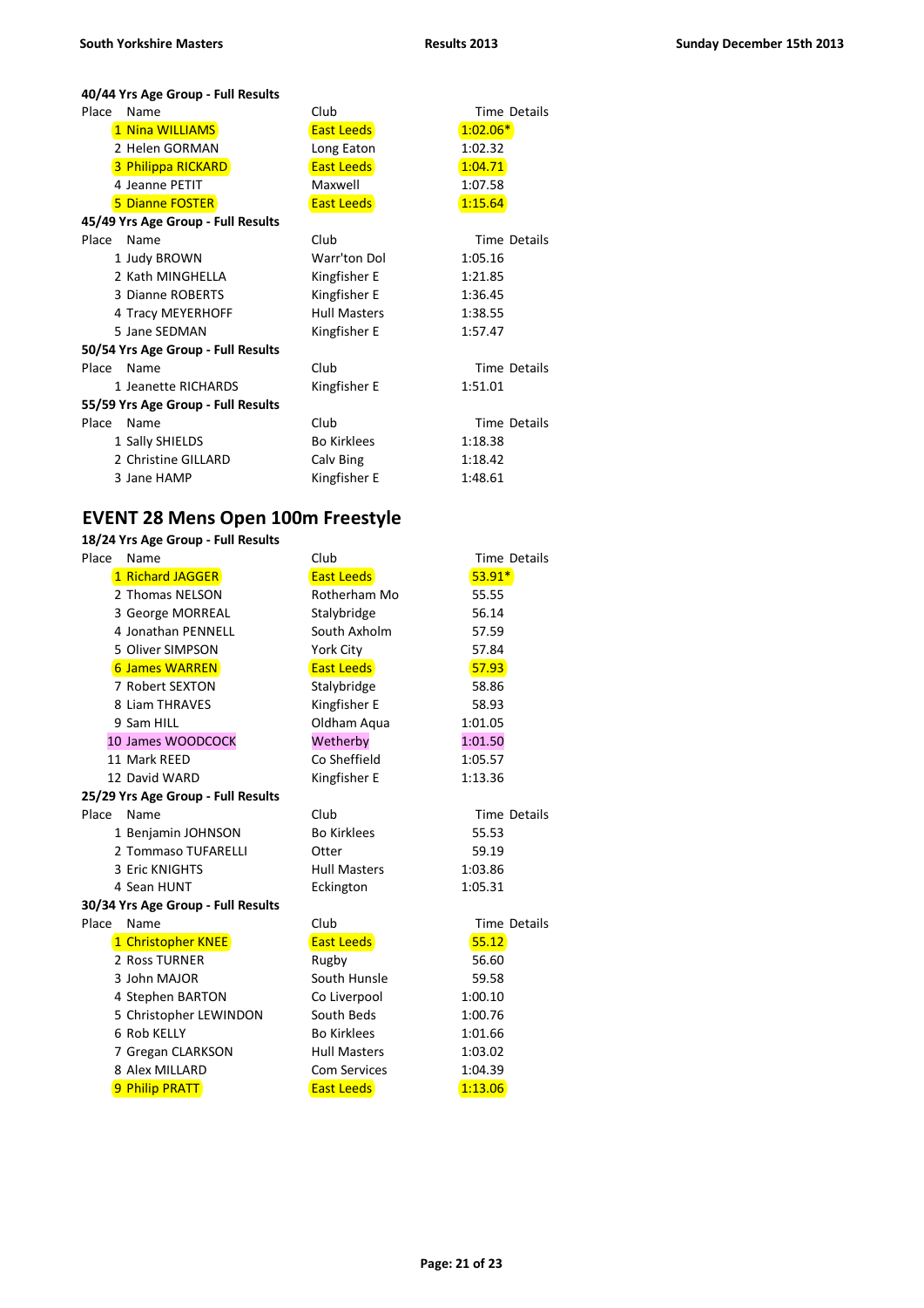**40/44 Yrs Age Group - Full Results**

| Place | Name | Club | Time | Details |
|---|---|---|---|---|
| 1 | Nina WILLIAMS | East Leeds | 1:02.06* | |
| 2 | Helen GORMAN | Long Eaton | 1:02.32 | |
| 3 | Philippa RICKARD | East Leeds | 1:04.71 | |
| 4 | Jeanne PETIT | Maxwell | 1:07.58 | |
| 5 | Dianne FOSTER | East Leeds | 1:15.64 | |

**45/49 Yrs Age Group - Full Results**

| Place | Name | Club | Time | Details |
|---|---|---|---|---|
| 1 | Judy BROWN | Warr'ton Dol | 1:05.16 | |
| 2 | Kath MINGHELLA | Kingfisher E | 1:21.85 | |
| 3 | Dianne ROBERTS | Kingfisher E | 1:36.45 | |
| 4 | Tracy MEYERHOFF | Hull Masters | 1:38.55 | |
| 5 | Jane SEDMAN | Kingfisher E | 1:57.47 | |

**50/54 Yrs Age Group - Full Results**

| Place | Name | Club | Time | Details |
|---|---|---|---|---|
| 1 | Jeanette RICHARDS | Kingfisher E | 1:51.01 | |

**55/59 Yrs Age Group - Full Results**

| Place | Name | Club | Time | Details |
|---|---|---|---|---|
| 1 | Sally SHIELDS | Bo Kirklees | 1:18.38 | |
| 2 | Christine GILLARD | Calv Bing | 1:18.42 | |
| 3 | Jane HAMP | Kingfisher E | 1:48.61 | |

## EVENT 28 Mens Open 100m Freestyle

**18/24 Yrs Age Group - Full Results**

| Place | Name | Club | Time | Details |
|---|---|---|---|---|
| 1 | Richard JAGGER | East Leeds | 53.91* | |
| 2 | Thomas NELSON | Rotherham Mo | 55.55 | |
| 3 | George MORREAL | Stalybridge | 56.14 | |
| 4 | Jonathan PENNELL | South Axholm | 57.59 | |
| 5 | Oliver SIMPSON | York City | 57.84 | |
| 6 | James WARREN | East Leeds | 57.93 | |
| 7 | Robert SEXTON | Stalybridge | 58.86 | |
| 8 | Liam THRAVES | Kingfisher E | 58.93 | |
| 9 | Sam HILL | Oldham Aqua | 1:01.05 | |
| 10 | James WOODCOCK | Wetherby | 1:01.50 | |
| 11 | Mark REED | Co Sheffield | 1:05.57 | |
| 12 | David WARD | Kingfisher E | 1:13.36 | |

**25/29 Yrs Age Group - Full Results**

| Place | Name | Club | Time | Details |
|---|---|---|---|---|
| 1 | Benjamin JOHNSON | Bo Kirklees | 55.53 | |
| 2 | Tommaso TUFARELLI | Otter | 59.19 | |
| 3 | Eric KNIGHTS | Hull Masters | 1:03.86 | |
| 4 | Sean HUNT | Eckington | 1:05.31 | |

**30/34 Yrs Age Group - Full Results**

| Place | Name | Club | Time | Details |
|---|---|---|---|---|
| 1 | Christopher KNEE | East Leeds | 55.12 | |
| 2 | Ross TURNER | Rugby | 56.60 | |
| 3 | John MAJOR | South Hunsle | 59.58 | |
| 4 | Stephen BARTON | Co Liverpool | 1:00.10 | |
| 5 | Christopher LEWINDON | South Beds | 1:00.76 | |
| 6 | Rob KELLY | Bo Kirklees | 1:01.66 | |
| 7 | Gregan CLARKSON | Hull Masters | 1:03.02 | |
| 8 | Alex MILLARD | Com Services | 1:04.39 | |
| 9 | Philip PRATT | East Leeds | 1:13.06 | |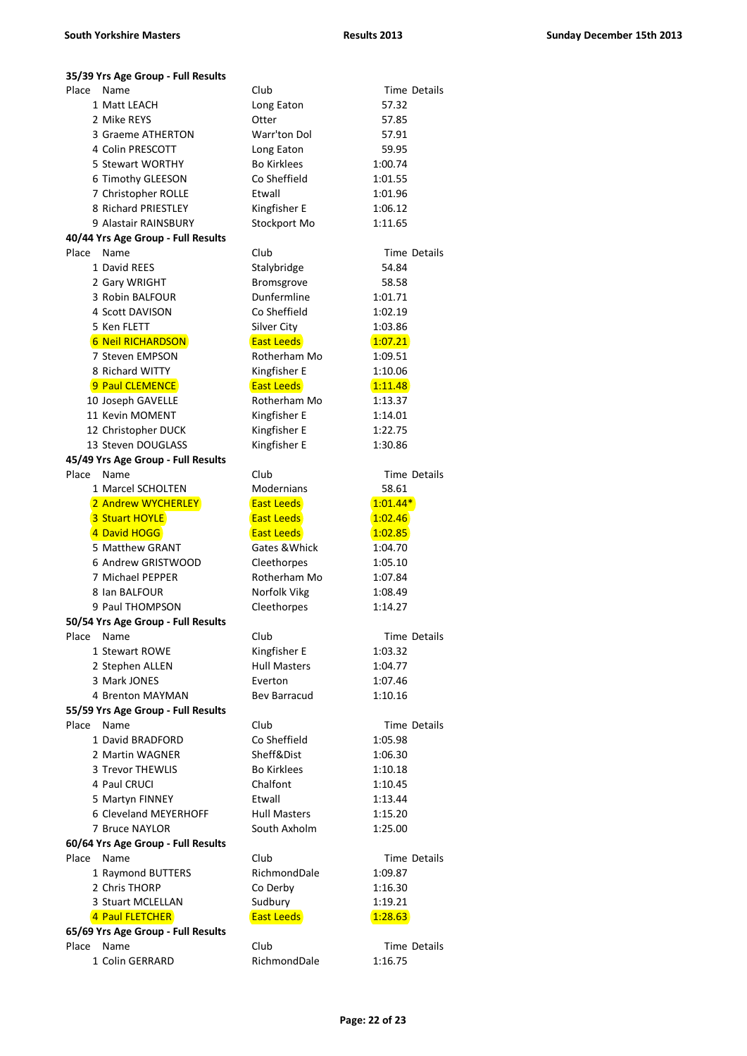## 35/39 Yrs Age Group - Full Results

| Place | Name | Club | Time | Details |
|---|---|---|---|---|
| 1 | Matt LEACH | Long Eaton | 57.32 | |
| 2 | Mike REYS | Otter | 57.85 | |
| 3 | Graeme ATHERTON | Warr'ton Dol | 57.91 | |
| 4 | Colin PRESCOTT | Long Eaton | 59.95 | |
| 5 | Stewart WORTHY | Bo Kirklees | 1:00.74 | |
| 6 | Timothy GLEESON | Co Sheffield | 1:01.55 | |
| 7 | Christopher ROLLE | Etwall | 1:01.96 | |
| 8 | Richard PRIESTLEY | Kingfisher E | 1:06.12 | |
| 9 | Alastair RAINSBURY | Stockport Mo | 1:11.65 | |

## 40/44 Yrs Age Group - Full Results

| Place | Name | Club | Time | Details |
|---|---|---|---|---|
| 1 | David REES | Stalybridge | 54.84 | |
| 2 | Gary WRIGHT | Bromsgrove | 58.58 | |
| 3 | Robin BALFOUR | Dunfermline | 1:01.71 | |
| 4 | Scott DAVISON | Co Sheffield | 1:02.19 | |
| 5 | Ken FLETT | Silver City | 1:03.86 | |
| 6 | Neil RICHARDSON | East Leeds | 1:07.21 | |
| 7 | Steven EMPSON | Rotherham Mo | 1:09.51 | |
| 8 | Richard WITTY | Kingfisher E | 1:10.06 | |
| 9 | Paul CLEMENCE | East Leeds | 1:11.48 | |
| 10 | Joseph GAVELLE | Rotherham Mo | 1:13.37 | |
| 11 | Kevin MOMENT | Kingfisher E | 1:14.01 | |
| 12 | Christopher DUCK | Kingfisher E | 1:22.75 | |
| 13 | Steven DOUGLASS | Kingfisher E | 1:30.86 | |

## 45/49 Yrs Age Group - Full Results

| Place | Name | Club | Time | Details |
|---|---|---|---|---|
| 1 | Marcel SCHOLTEN | Modernians | 58.61 | |
| 2 | Andrew WYCHERLEY | East Leeds | 1:01.44* | |
| 3 | Stuart HOYLE | East Leeds | 1:02.46 | |
| 4 | David HOGG | East Leeds | 1:02.85 | |
| 5 | Matthew GRANT | Gates &Whick | 1:04.70 | |
| 6 | Andrew GRISTWOOD | Cleethorpes | 1:05.10 | |
| 7 | Michael PEPPER | Rotherham Mo | 1:07.84 | |
| 8 | Ian BALFOUR | Norfolk Vikg | 1:08.49 | |
| 9 | Paul THOMPSON | Cleethorpes | 1:14.27 | |

## 50/54 Yrs Age Group - Full Results

| Place | Name | Club | Time | Details |
|---|---|---|---|---|
| 1 | Stewart ROWE | Kingfisher E | 1:03.32 | |
| 2 | Stephen ALLEN | Hull Masters | 1:04.77 | |
| 3 | Mark JONES | Everton | 1:07.46 | |
| 4 | Brenton MAYMAN | Bev Barracud | 1:10.16 | |

## 55/59 Yrs Age Group - Full Results

| Place | Name | Club | Time | Details |
|---|---|---|---|---|
| 1 | David BRADFORD | Co Sheffield | 1:05.98 | |
| 2 | Martin WAGNER | Sheff&Dist | 1:06.30 | |
| 3 | Trevor THEWLIS | Bo Kirklees | 1:10.18 | |
| 4 | Paul CRUCI | Chalfont | 1:10.45 | |
| 5 | Martyn FINNEY | Etwall | 1:13.44 | |
| 6 | Cleveland MEYERHOFF | Hull Masters | 1:15.20 | |
| 7 | Bruce NAYLOR | South Axholm | 1:25.00 | |

## 60/64 Yrs Age Group - Full Results

| Place | Name | Club | Time | Details |
|---|---|---|---|---|
| 1 | Raymond BUTTERS | RichmondDale | 1:09.87 | |
| 2 | Chris THORP | Co Derby | 1:16.30 | |
| 3 | Stuart MCLELLAN | Sudbury | 1:19.21 | |
| 4 | Paul FLETCHER | East Leeds | 1:28.63 | |

## 65/69 Yrs Age Group - Full Results

| Place | Name | Club | Time | Details |
|---|---|---|---|---|
| 1 | Colin GERRARD | RichmondDale | 1:16.75 | |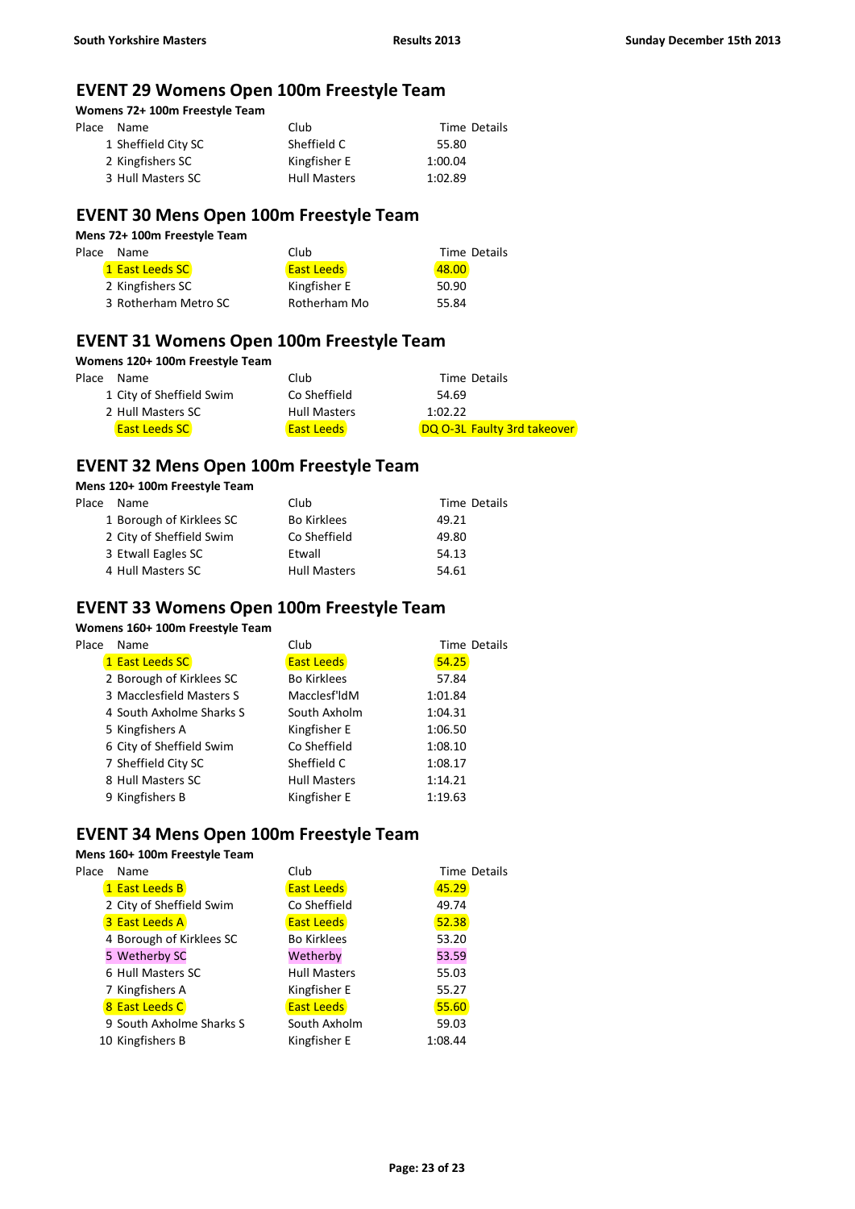## EVENT 29 Womens Open 100m Freestyle Team

**Womens 72+ 100m Freestyle Team**

| Place | Name | Club | Time | Details |
|---|---|---|---|---|
| 1 | Sheffield City SC | Sheffield C | 55.80 | |
| 2 | Kingfishers SC | Kingfisher E | 1:00.04 | |
| 3 | Hull Masters SC | Hull Masters | 1:02.89 | |

## EVENT 30 Mens Open 100m Freestyle Team

**Mens 72+ 100m Freestyle Team**

| Place | Name | Club | Time | Details |
|---|---|---|---|---|
| 1 | East Leeds SC | East Leeds | 48.00 | |
| 2 | Kingfishers SC | Kingfisher E | 50.90 | |
| 3 | Rotherham Metro SC | Rotherham Mo | 55.84 | |

## EVENT 31 Womens Open 100m Freestyle Team

**Womens 120+ 100m Freestyle Team**

| Place | Name | Club | Time | Details |
|---|---|---|---|---|
| 1 | City of Sheffield Swim | Co Sheffield | 54.69 | |
| 2 | Hull Masters SC | Hull Masters | 1:02.22 | |
| | East Leeds SC | East Leeds | DQ O-3L | Faulty 3rd takeover |

## EVENT 32 Mens Open 100m Freestyle Team

**Mens 120+ 100m Freestyle Team**

| Place | Name | Club | Time | Details |
|---|---|---|---|---|
| 1 | Borough of Kirklees SC | Bo Kirklees | 49.21 | |
| 2 | City of Sheffield Swim | Co Sheffield | 49.80 | |
| 3 | Etwall Eagles SC | Etwall | 54.13 | |
| 4 | Hull Masters SC | Hull Masters | 54.61 | |

## EVENT 33 Womens Open 100m Freestyle Team

**Womens 160+ 100m Freestyle Team**

| Place | Name | Club | Time | Details |
|---|---|---|---|---|
| 1 | East Leeds SC | East Leeds | 54.25 | |
| 2 | Borough of Kirklees SC | Bo Kirklees | 57.84 | |
| 3 | Macclesfield Masters S | Macclesf'ldM | 1:01.84 | |
| 4 | South Axholme Sharks S | South Axholm | 1:04.31 | |
| 5 | Kingfishers A | Kingfisher E | 1:06.50 | |
| 6 | City of Sheffield Swim | Co Sheffield | 1:08.10 | |
| 7 | Sheffield City SC | Sheffield C | 1:08.17 | |
| 8 | Hull Masters SC | Hull Masters | 1:14.21 | |
| 9 | Kingfishers B | Kingfisher E | 1:19.63 | |

## EVENT 34 Mens Open 100m Freestyle Team

**Mens 160+ 100m Freestyle Team**

| Place | Name | Club | Time | Details |
|---|---|---|---|---|
| 1 | East Leeds B | East Leeds | 45.29 | |
| 2 | City of Sheffield Swim | Co Sheffield | 49.74 | |
| 3 | East Leeds A | East Leeds | 52.38 | |
| 4 | Borough of Kirklees SC | Bo Kirklees | 53.20 | |
| 5 | Wetherby SC | Wetherby | 53.59 | |
| 6 | Hull Masters SC | Hull Masters | 55.03 | |
| 7 | Kingfishers A | Kingfisher E | 55.27 | |
| 8 | East Leeds C | East Leeds | 55.60 | |
| 9 | South Axholme Sharks S | South Axholm | 59.03 | |
| 10 | Kingfishers B | Kingfisher E | 1:08.44 | |